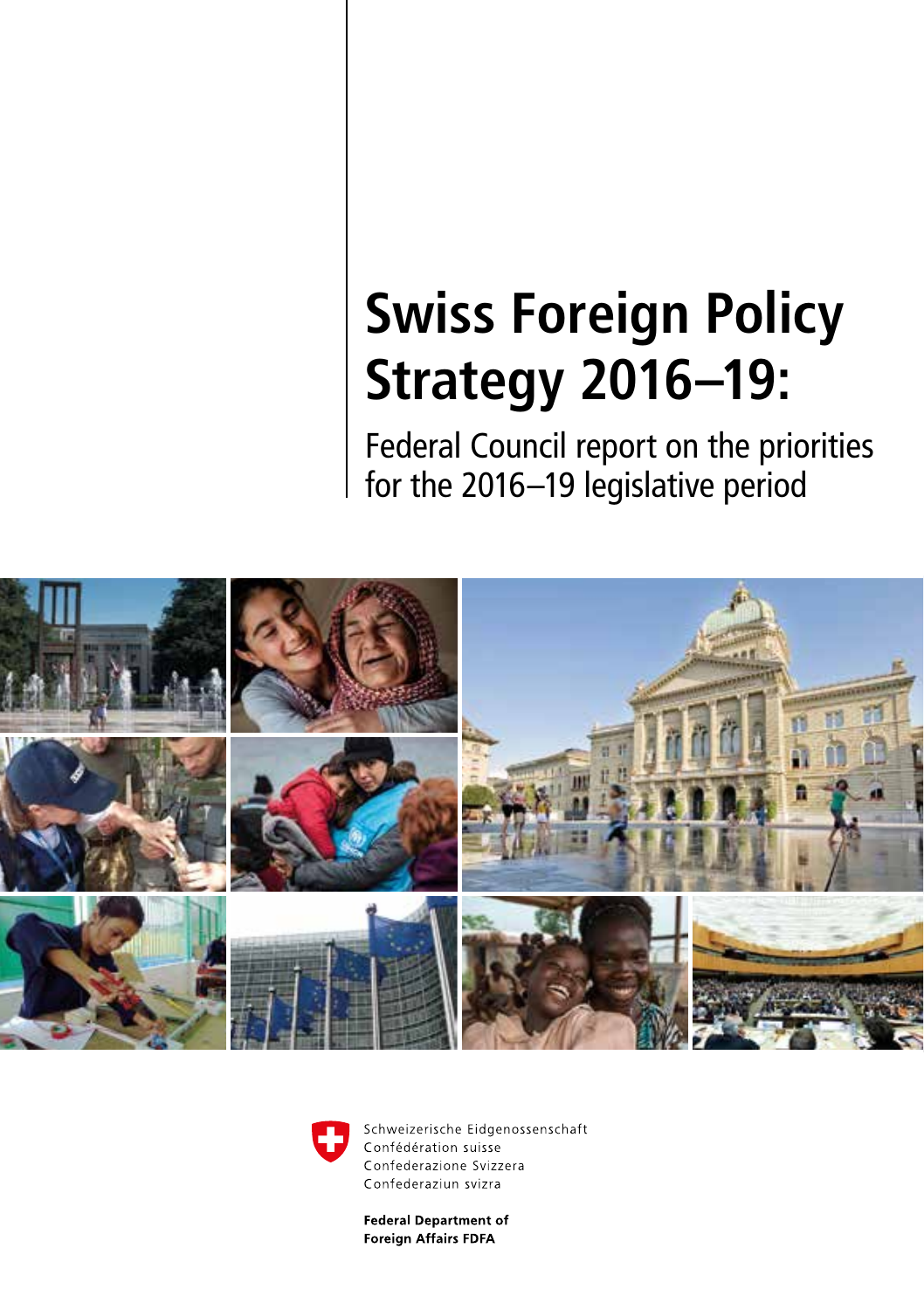# Swiss Foreign Policy Strategy 2016–19:

Federal Council report on the priorities for the 2016–19 legislative period

Schweizerische Eidgenossenschaft
Confédération suisse
Confederazione Svizzera
Confederaziun svizra

**Federal Department of Foreign Affairs FDFA**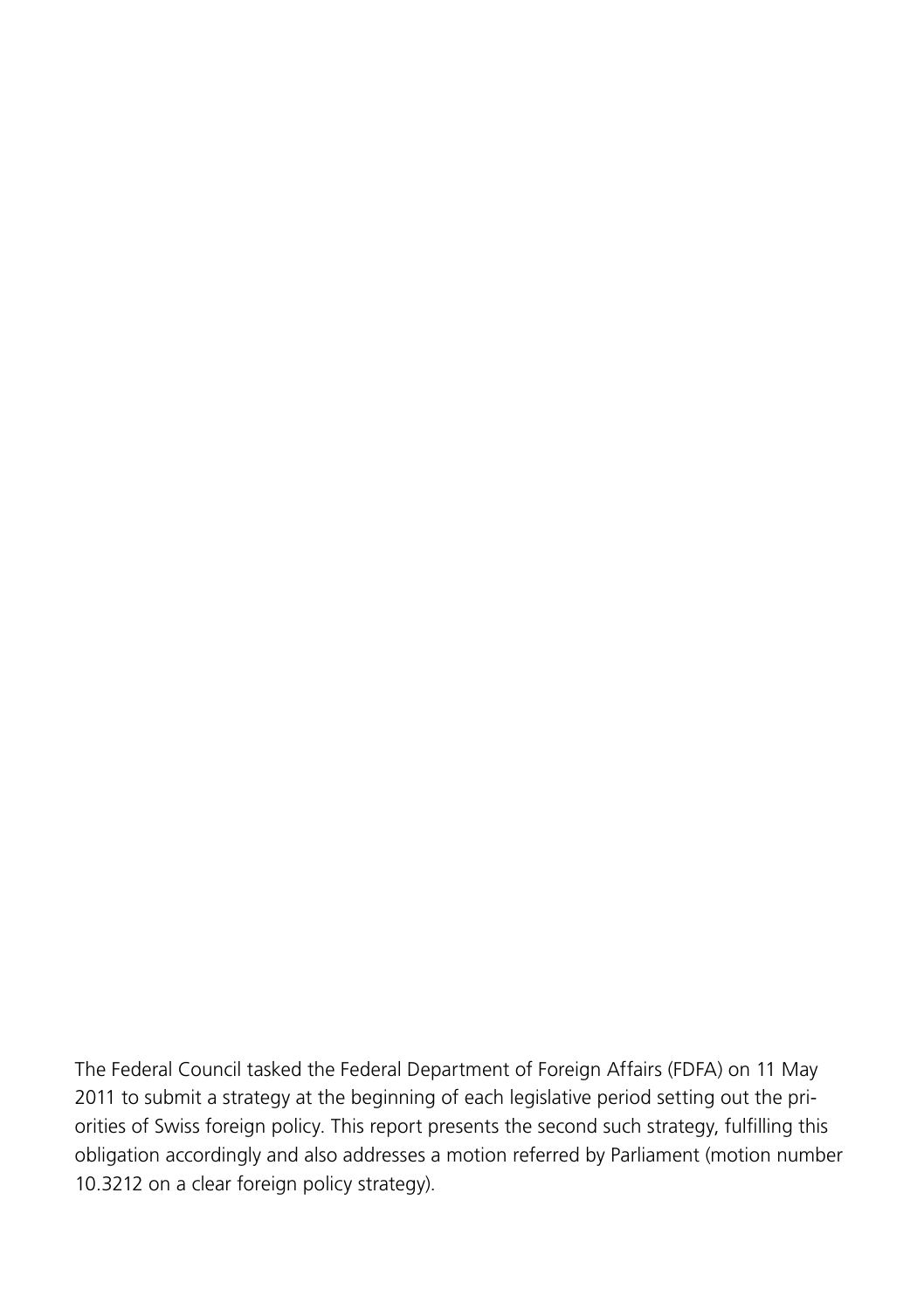The Federal Council tasked the Federal Department of Foreign Affairs (FDFA) on 11 May 2011 to submit a strategy at the beginning of each legislative period setting out the priorities of Swiss foreign policy. This report presents the second such strategy, fulfilling this obligation accordingly and also addresses a motion referred by Parliament (motion number 10.3212 on a clear foreign policy strategy).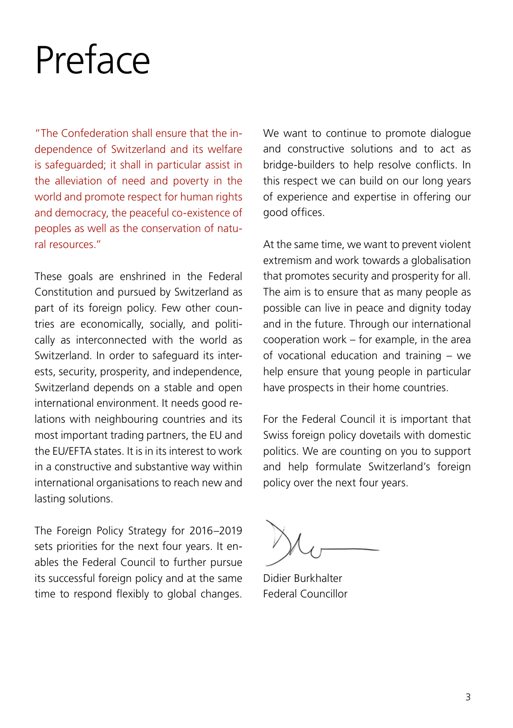# Preface

"The Confederation shall ensure that the independence of Switzerland and its welfare is safeguarded; it shall in particular assist in the alleviation of need and poverty in the world and promote respect for human rights and democracy, the peaceful co-existence of peoples as well as the conservation of natural resources."

These goals are enshrined in the Federal Constitution and pursued by Switzerland as part of its foreign policy. Few other countries are economically, socially, and politically as interconnected with the world as Switzerland. In order to safeguard its interests, security, prosperity, and independence, Switzerland depends on a stable and open international environment. It needs good relations with neighbouring countries and its most important trading partners, the EU and the EU/EFTA states. It is in its interest to work in a constructive and substantive way within international organisations to reach new and lasting solutions.

The Foreign Policy Strategy for 2016–2019 sets priorities for the next four years. It enables the Federal Council to further pursue its successful foreign policy and at the same time to respond flexibly to global changes.

We want to continue to promote dialogue and constructive solutions and to act as bridge-builders to help resolve conflicts. In this respect we can build on our long years of experience and expertise in offering our good offices.

At the same time, we want to prevent violent extremism and work towards a globalisation that promotes security and prosperity for all. The aim is to ensure that as many people as possible can live in peace and dignity today and in the future. Through our international cooperation work – for example, in the area of vocational education and training – we help ensure that young people in particular have prospects in their home countries.

For the Federal Council it is important that Swiss foreign policy dovetails with domestic politics. We are counting on you to support and help formulate Switzerland's foreign policy over the next four years.

Didier Burkhalter
Federal Councillor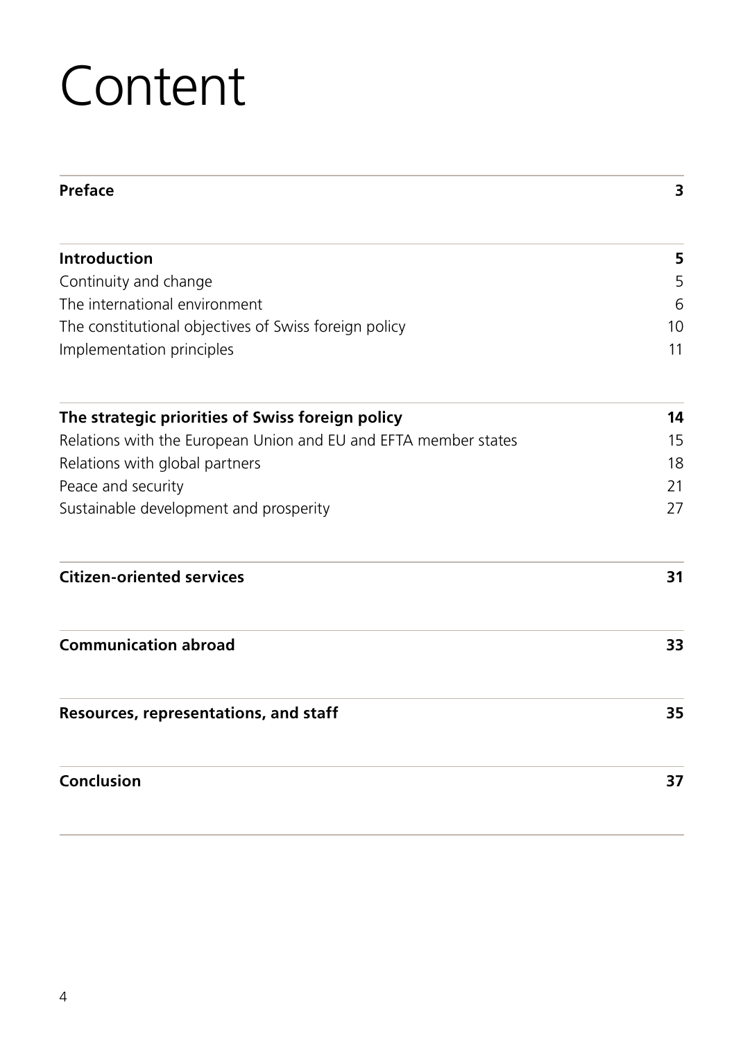# Content

| | |
|---|---|
| **Preface** | **3** |
| **Introduction** | **5** |
| Continuity and change | 5 |
| The international environment | 6 |
| The constitutional objectives of Swiss foreign policy | 10 |
| Implementation principles | 11 |
| **The strategic priorities of Swiss foreign policy** | **14** |
| Relations with the European Union and EU and EFTA member states | 15 |
| Relations with global partners | 18 |
| Peace and security | 21 |
| Sustainable development and prosperity | 27 |
| **Citizen-oriented services** | **31** |
| **Communication abroad** | **33** |
| **Resources, representations, and staff** | **35** |
| **Conclusion** | **37** |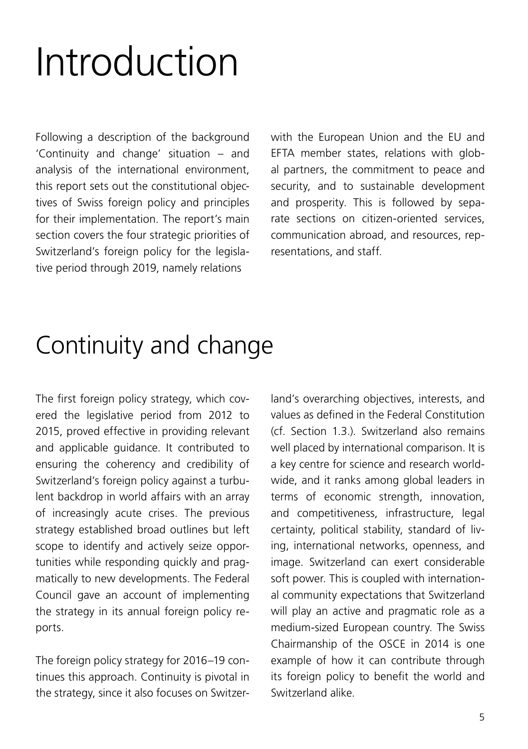# Introduction

Following a description of the background 'Continuity and change' situation – and analysis of the international environment, this report sets out the constitutional objectives of Swiss foreign policy and principles for their implementation. The report's main section covers the four strategic priorities of Switzerland's foreign policy for the legislative period through 2019, namely relations with the European Union and the EU and EFTA member states, relations with global partners, the commitment to peace and security, and to sustainable development and prosperity. This is followed by separate sections on citizen-oriented services, communication abroad, and resources, representations, and staff.

## Continuity and change

The first foreign policy strategy, which covered the legislative period from 2012 to 2015, proved effective in providing relevant and applicable guidance. It contributed to ensuring the coherency and credibility of Switzerland's foreign policy against a turbulent backdrop in world affairs with an array of increasingly acute crises. The previous strategy established broad outlines but left scope to identify and actively seize opportunities while responding quickly and pragmatically to new developments. The Federal Council gave an account of implementing the strategy in its annual foreign policy reports.

The foreign policy strategy for 2016–19 continues this approach. Continuity is pivotal in the strategy, since it also focuses on Switzerland's overarching objectives, interests, and values as defined in the Federal Constitution (cf. Section 1.3.). Switzerland also remains well placed by international comparison. It is a key centre for science and research worldwide, and it ranks among global leaders in terms of economic strength, innovation, and competitiveness, infrastructure, legal certainty, political stability, standard of living, international networks, openness, and image. Switzerland can exert considerable soft power. This is coupled with international community expectations that Switzerland will play an active and pragmatic role as a medium-sized European country. The Swiss Chairmanship of the OSCE in 2014 is one example of how it can contribute through its foreign policy to benefit the world and Switzerland alike.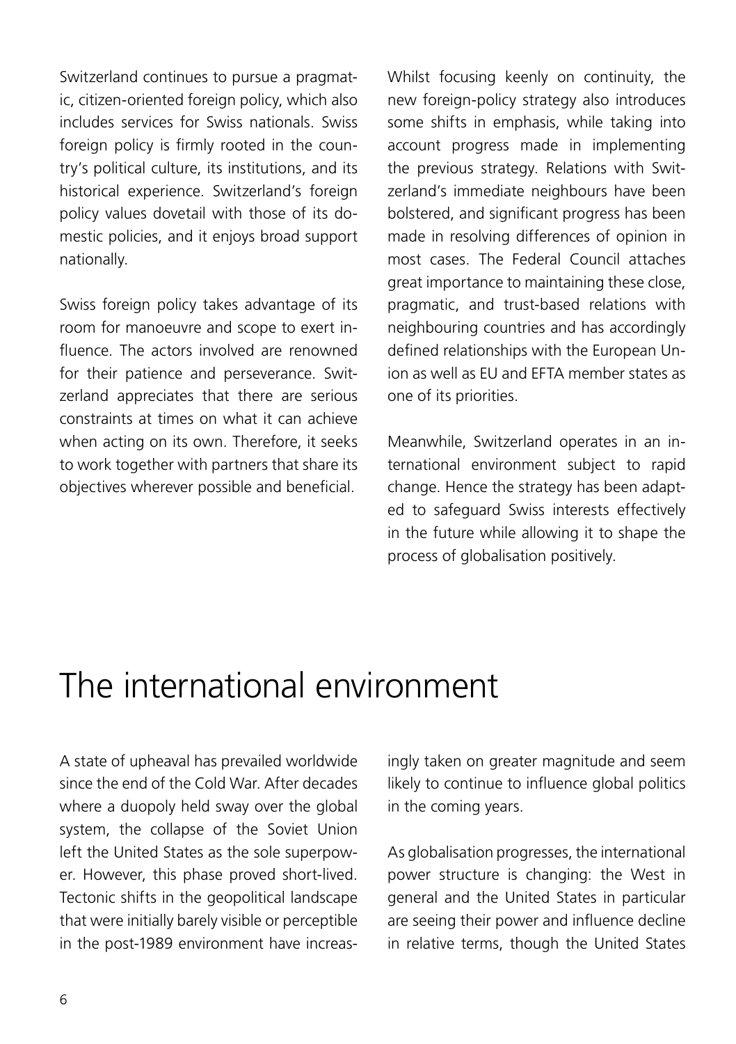Switzerland continues to pursue a pragmatic, citizen-oriented foreign policy, which also includes services for Swiss nationals. Swiss foreign policy is firmly rooted in the country's political culture, its institutions, and its historical experience. Switzerland's foreign policy values dovetail with those of its domestic policies, and it enjoys broad support nationally.

Swiss foreign policy takes advantage of its room for manoeuvre and scope to exert influence. The actors involved are renowned for their patience and perseverance. Switzerland appreciates that there are serious constraints at times on what it can achieve when acting on its own. Therefore, it seeks to work together with partners that share its objectives wherever possible and beneficial.

Whilst focusing keenly on continuity, the new foreign-policy strategy also introduces some shifts in emphasis, while taking into account progress made in implementing the previous strategy. Relations with Switzerland's immediate neighbours have been bolstered, and significant progress has been made in resolving differences of opinion in most cases. The Federal Council attaches great importance to maintaining these close, pragmatic, and trust-based relations with neighbouring countries and has accordingly defined relationships with the European Union as well as EU and EFTA member states as one of its priorities.

Meanwhile, Switzerland operates in an international environment subject to rapid change. Hence the strategy has been adapted to safeguard Swiss interests effectively in the future while allowing it to shape the process of globalisation positively.

# The international environment

A state of upheaval has prevailed worldwide since the end of the Cold War. After decades where a duopoly held sway over the global system, the collapse of the Soviet Union left the United States as the sole superpower. However, this phase proved short-lived. Tectonic shifts in the geopolitical landscape that were initially barely visible or perceptible in the post-1989 environment have increasingly taken on greater magnitude and seem likely to continue to influence global politics in the coming years.

As globalisation progresses, the international power structure is changing: the West in general and the United States in particular are seeing their power and influence decline in relative terms, though the United States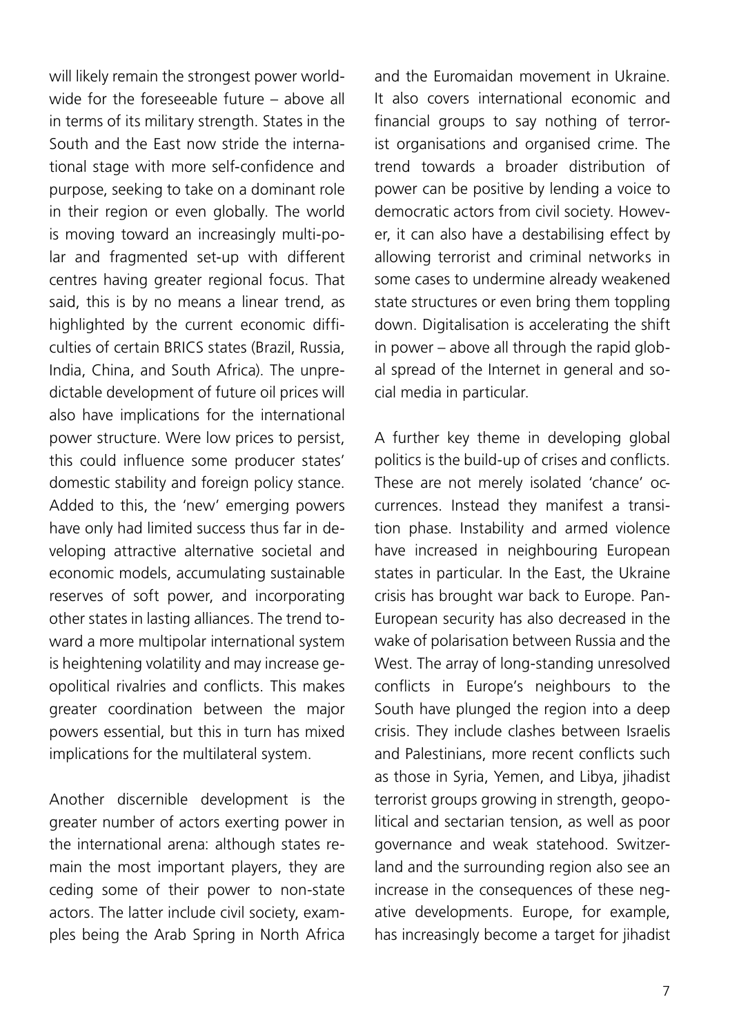will likely remain the strongest power worldwide for the foreseeable future – above all in terms of its military strength. States in the South and the East now stride the international stage with more self-confidence and purpose, seeking to take on a dominant role in their region or even globally. The world is moving toward an increasingly multi-polar and fragmented set-up with different centres having greater regional focus. That said, this is by no means a linear trend, as highlighted by the current economic difficulties of certain BRICS states (Brazil, Russia, India, China, and South Africa). The unpredictable development of future oil prices will also have implications for the international power structure. Were low prices to persist, this could influence some producer states' domestic stability and foreign policy stance. Added to this, the 'new' emerging powers have only had limited success thus far in developing attractive alternative societal and economic models, accumulating sustainable reserves of soft power, and incorporating other states in lasting alliances. The trend toward a more multipolar international system is heightening volatility and may increase geopolitical rivalries and conflicts. This makes greater coordination between the major powers essential, but this in turn has mixed implications for the multilateral system.

Another discernible development is the greater number of actors exerting power in the international arena: although states remain the most important players, they are ceding some of their power to non-state actors. The latter include civil society, examples being the Arab Spring in North Africa and the Euromaidan movement in Ukraine. It also covers international economic and financial groups to say nothing of terrorist organisations and organised crime. The trend towards a broader distribution of power can be positive by lending a voice to democratic actors from civil society. However, it can also have a destabilising effect by allowing terrorist and criminal networks in some cases to undermine already weakened state structures or even bring them toppling down. Digitalisation is accelerating the shift in power – above all through the rapid global spread of the Internet in general and social media in particular.

A further key theme in developing global politics is the build-up of crises and conflicts. These are not merely isolated 'chance' occurrences. Instead they manifest a transition phase. Instability and armed violence have increased in neighbouring European states in particular. In the East, the Ukraine crisis has brought war back to Europe. Pan-European security has also decreased in the wake of polarisation between Russia and the West. The array of long-standing unresolved conflicts in Europe's neighbours to the South have plunged the region into a deep crisis. They include clashes between Israelis and Palestinians, more recent conflicts such as those in Syria, Yemen, and Libya, jihadist terrorist groups growing in strength, geopolitical and sectarian tension, as well as poor governance and weak statehood. Switzerland and the surrounding region also see an increase in the consequences of these negative developments. Europe, for example, has increasingly become a target for jihadist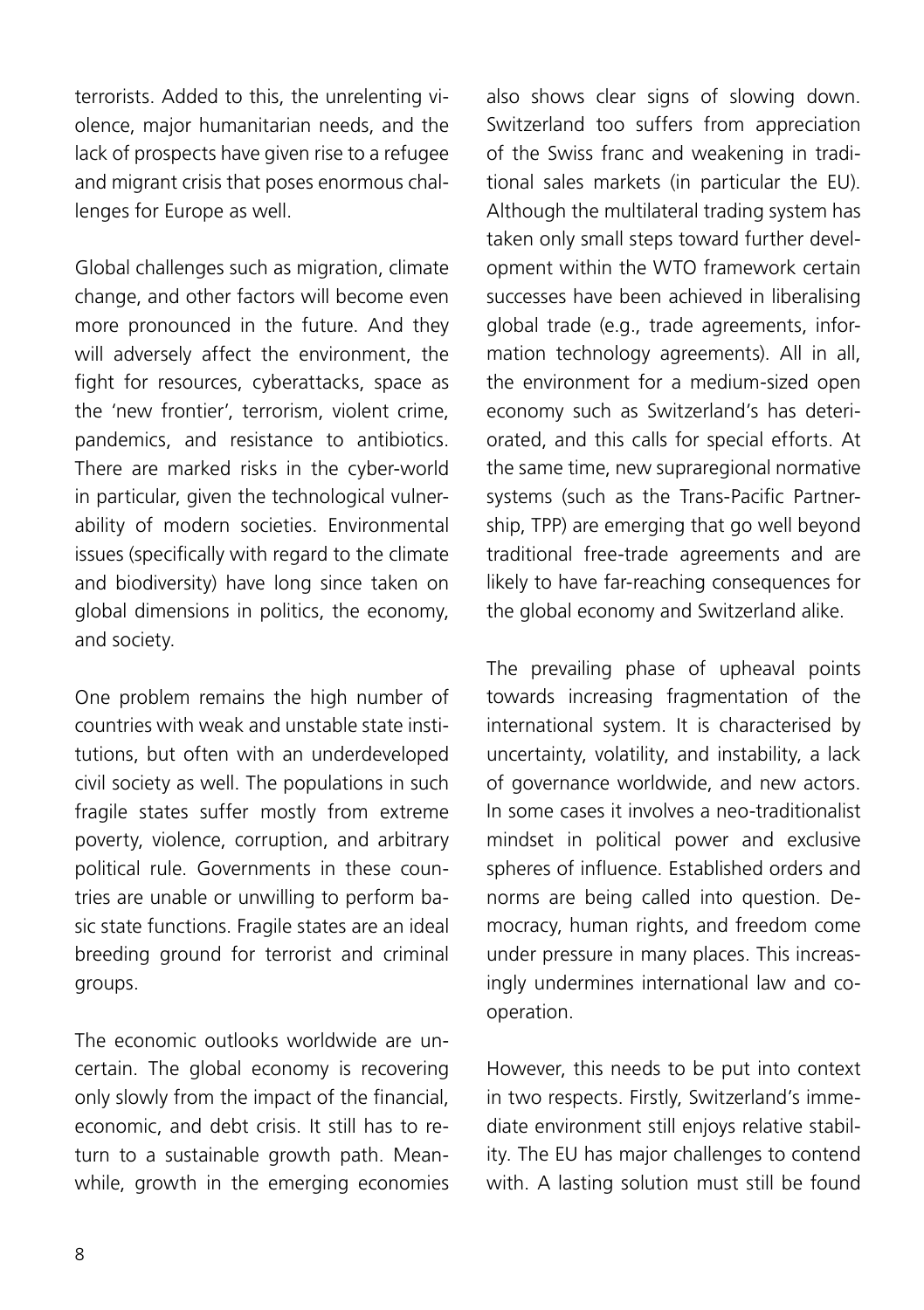terrorists. Added to this, the unrelenting violence, major humanitarian needs, and the lack of prospects have given rise to a refugee and migrant crisis that poses enormous challenges for Europe as well.

Global challenges such as migration, climate change, and other factors will become even more pronounced in the future. And they will adversely affect the environment, the fight for resources, cyberattacks, space as the 'new frontier', terrorism, violent crime, pandemics, and resistance to antibiotics. There are marked risks in the cyber-world in particular, given the technological vulnerability of modern societies. Environmental issues (specifically with regard to the climate and biodiversity) have long since taken on global dimensions in politics, the economy, and society.

One problem remains the high number of countries with weak and unstable state institutions, but often with an underdeveloped civil society as well. The populations in such fragile states suffer mostly from extreme poverty, violence, corruption, and arbitrary political rule. Governments in these countries are unable or unwilling to perform basic state functions. Fragile states are an ideal breeding ground for terrorist and criminal groups.

The economic outlooks worldwide are uncertain. The global economy is recovering only slowly from the impact of the financial, economic, and debt crisis. It still has to return to a sustainable growth path. Meanwhile, growth in the emerging economies also shows clear signs of slowing down. Switzerland too suffers from appreciation of the Swiss franc and weakening in traditional sales markets (in particular the EU). Although the multilateral trading system has taken only small steps toward further development within the WTO framework certain successes have been achieved in liberalising global trade (e.g., trade agreements, information technology agreements). All in all, the environment for a medium-sized open economy such as Switzerland's has deteriorated, and this calls for special efforts. At the same time, new supraregional normative systems (such as the Trans-Pacific Partnership, TPP) are emerging that go well beyond traditional free-trade agreements and are likely to have far-reaching consequences for the global economy and Switzerland alike.

The prevailing phase of upheaval points towards increasing fragmentation of the international system. It is characterised by uncertainty, volatility, and instability, a lack of governance worldwide, and new actors. In some cases it involves a neo-traditionalist mindset in political power and exclusive spheres of influence. Established orders and norms are being called into question. Democracy, human rights, and freedom come under pressure in many places. This increasingly undermines international law and cooperation.

However, this needs to be put into context in two respects. Firstly, Switzerland's immediate environment still enjoys relative stability. The EU has major challenges to contend with. A lasting solution must still be found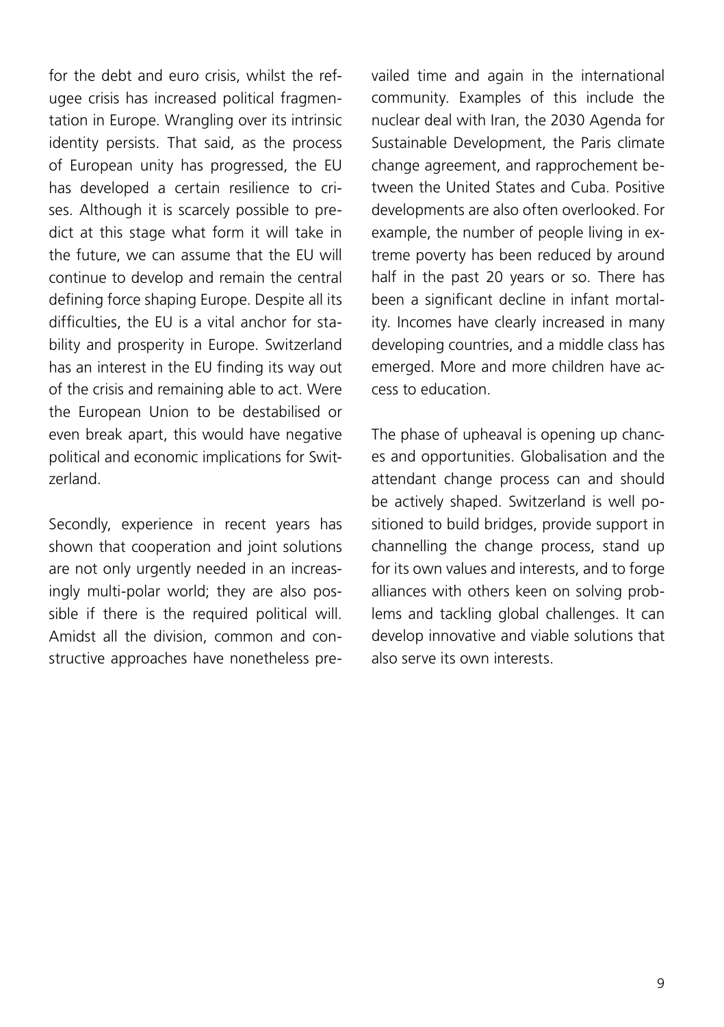for the debt and euro crisis, whilst the refugee crisis has increased political fragmentation in Europe. Wrangling over its intrinsic identity persists. That said, as the process of European unity has progressed, the EU has developed a certain resilience to crises. Although it is scarcely possible to predict at this stage what form it will take in the future, we can assume that the EU will continue to develop and remain the central defining force shaping Europe. Despite all its difficulties, the EU is a vital anchor for stability and prosperity in Europe. Switzerland has an interest in the EU finding its way out of the crisis and remaining able to act. Were the European Union to be destabilised or even break apart, this would have negative political and economic implications for Switzerland.

Secondly, experience in recent years has shown that cooperation and joint solutions are not only urgently needed in an increasingly multi-polar world; they are also possible if there is the required political will. Amidst all the division, common and constructive approaches have nonetheless prevailed time and again in the international community. Examples of this include the nuclear deal with Iran, the 2030 Agenda for Sustainable Development, the Paris climate change agreement, and rapprochement between the United States and Cuba. Positive developments are also often overlooked. For example, the number of people living in extreme poverty has been reduced by around half in the past 20 years or so. There has been a significant decline in infant mortality. Incomes have clearly increased in many developing countries, and a middle class has emerged. More and more children have access to education.

The phase of upheaval is opening up chances and opportunities. Globalisation and the attendant change process can and should be actively shaped. Switzerland is well positioned to build bridges, provide support in channelling the change process, stand up for its own values and interests, and to forge alliances with others keen on solving problems and tackling global challenges. It can develop innovative and viable solutions that also serve its own interests.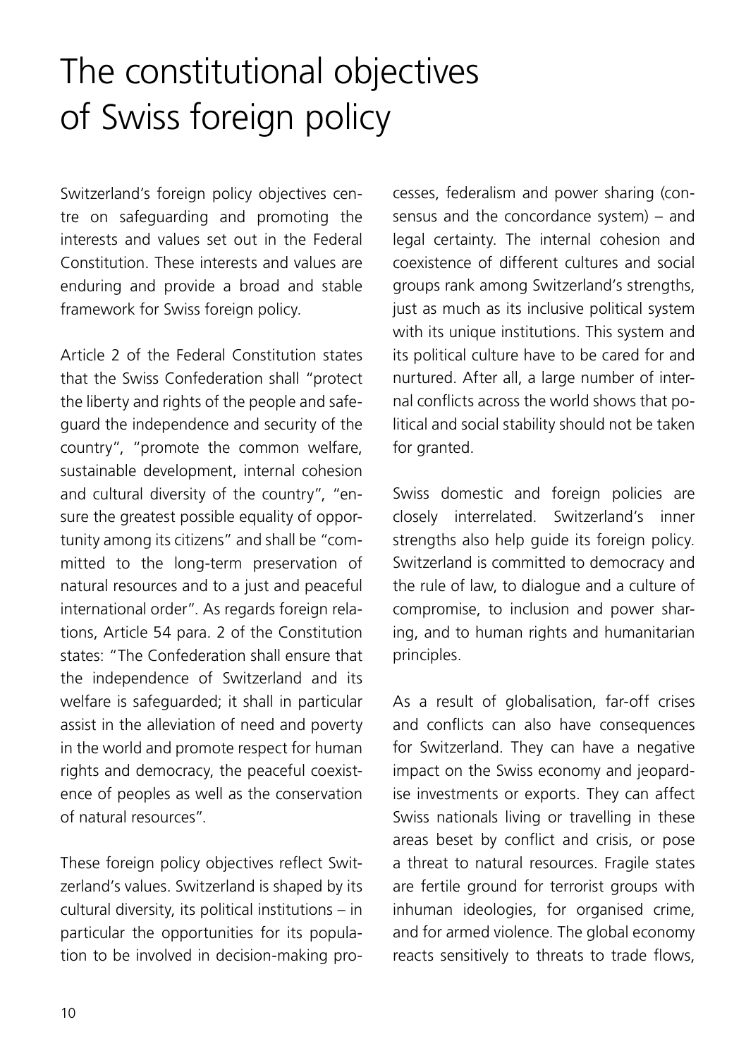# The constitutional objectives of Swiss foreign policy

Switzerland's foreign policy objectives centre on safeguarding and promoting the interests and values set out in the Federal Constitution. These interests and values are enduring and provide a broad and stable framework for Swiss foreign policy.

Article 2 of the Federal Constitution states that the Swiss Confederation shall "protect the liberty and rights of the people and safeguard the independence and security of the country", "promote the common welfare, sustainable development, internal cohesion and cultural diversity of the country", "ensure the greatest possible equality of opportunity among its citizens" and shall be "committed to the long-term preservation of natural resources and to a just and peaceful international order". As regards foreign relations, Article 54 para. 2 of the Constitution states: "The Confederation shall ensure that the independence of Switzerland and its welfare is safeguarded; it shall in particular assist in the alleviation of need and poverty in the world and promote respect for human rights and democracy, the peaceful coexistence of peoples as well as the conservation of natural resources".

These foreign policy objectives reflect Switzerland's values. Switzerland is shaped by its cultural diversity, its political institutions – in particular the opportunities for its population to be involved in decision-making processes, federalism and power sharing (consensus and the concordance system) – and legal certainty. The internal cohesion and coexistence of different cultures and social groups rank among Switzerland's strengths, just as much as its inclusive political system with its unique institutions. This system and its political culture have to be cared for and nurtured. After all, a large number of internal conflicts across the world shows that political and social stability should not be taken for granted.

Swiss domestic and foreign policies are closely interrelated. Switzerland's inner strengths also help guide its foreign policy. Switzerland is committed to democracy and the rule of law, to dialogue and a culture of compromise, to inclusion and power sharing, and to human rights and humanitarian principles.

As a result of globalisation, far-off crises and conflicts can also have consequences for Switzerland. They can have a negative impact on the Swiss economy and jeopardise investments or exports. They can affect Swiss nationals living or travelling in these areas beset by conflict and crisis, or pose a threat to natural resources. Fragile states are fertile ground for terrorist groups with inhuman ideologies, for organised crime, and for armed violence. The global economy reacts sensitively to threats to trade flows,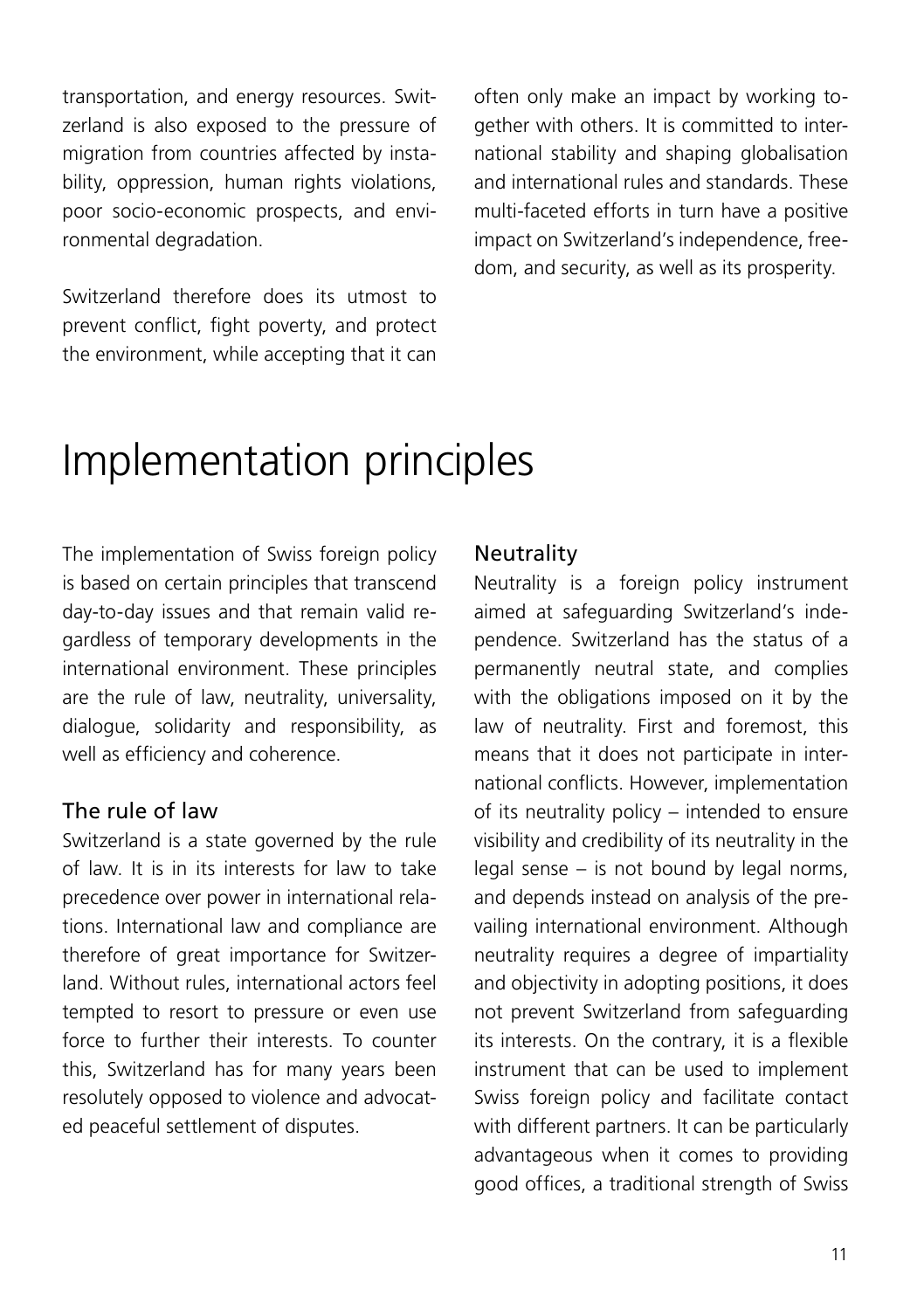transportation, and energy resources. Switzerland is also exposed to the pressure of migration from countries affected by instability, oppression, human rights violations, poor socio-economic prospects, and environmental degradation.

Switzerland therefore does its utmost to prevent conflict, fight poverty, and protect the environment, while accepting that it can often only make an impact by working together with others. It is committed to international stability and shaping globalisation and international rules and standards. These multi-faceted efforts in turn have a positive impact on Switzerland's independence, freedom, and security, as well as its prosperity.

# Implementation principles

The implementation of Swiss foreign policy is based on certain principles that transcend day-to-day issues and that remain valid regardless of temporary developments in the international environment. These principles are the rule of law, neutrality, universality, dialogue, solidarity and responsibility, as well as efficiency and coherence.

## The rule of law

Switzerland is a state governed by the rule of law. It is in its interests for law to take precedence over power in international relations. International law and compliance are therefore of great importance for Switzerland. Without rules, international actors feel tempted to resort to pressure or even use force to further their interests. To counter this, Switzerland has for many years been resolutely opposed to violence and advocated peaceful settlement of disputes.

## Neutrality

Neutrality is a foreign policy instrument aimed at safeguarding Switzerland's independence. Switzerland has the status of a permanently neutral state, and complies with the obligations imposed on it by the law of neutrality. First and foremost, this means that it does not participate in international conflicts. However, implementation of its neutrality policy – intended to ensure visibility and credibility of its neutrality in the legal sense – is not bound by legal norms, and depends instead on analysis of the prevailing international environment. Although neutrality requires a degree of impartiality and objectivity in adopting positions, it does not prevent Switzerland from safeguarding its interests. On the contrary, it is a flexible instrument that can be used to implement Swiss foreign policy and facilitate contact with different partners. It can be particularly advantageous when it comes to providing good offices, a traditional strength of Swiss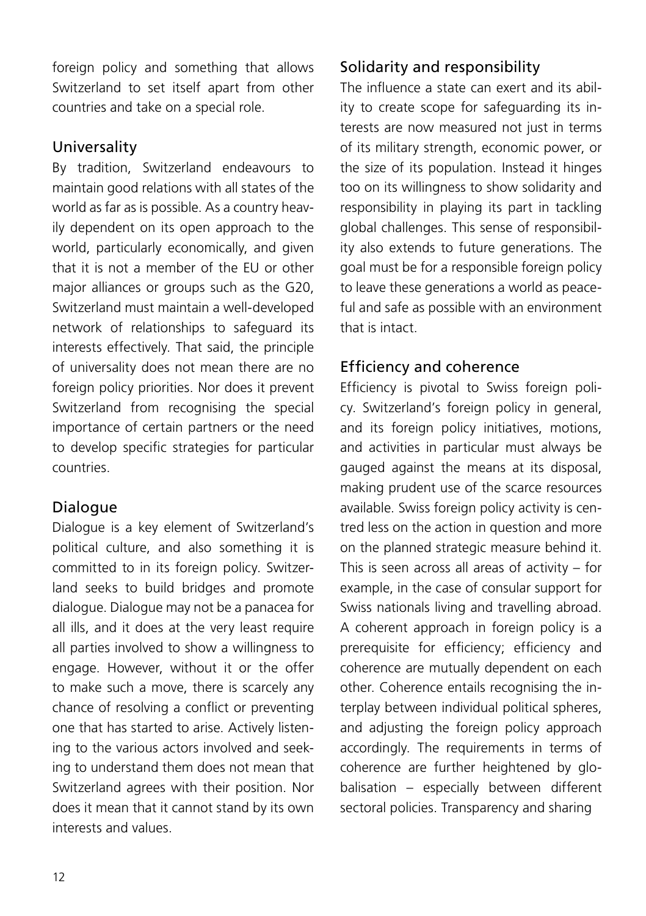foreign policy and something that allows Switzerland to set itself apart from other countries and take on a special role.

### Universality

By tradition, Switzerland endeavours to maintain good relations with all states of the world as far as is possible. As a country heavily dependent on its open approach to the world, particularly economically, and given that it is not a member of the EU or other major alliances or groups such as the G20, Switzerland must maintain a well-developed network of relationships to safeguard its interests effectively. That said, the principle of universality does not mean there are no foreign policy priorities. Nor does it prevent Switzerland from recognising the special importance of certain partners or the need to develop specific strategies for particular countries.

### Dialogue

Dialogue is a key element of Switzerland's political culture, and also something it is committed to in its foreign policy. Switzerland seeks to build bridges and promote dialogue. Dialogue may not be a panacea for all ills, and it does at the very least require all parties involved to show a willingness to engage. However, without it or the offer to make such a move, there is scarcely any chance of resolving a conflict or preventing one that has started to arise. Actively listening to the various actors involved and seeking to understand them does not mean that Switzerland agrees with their position. Nor does it mean that it cannot stand by its own interests and values.

### Solidarity and responsibility

The influence a state can exert and its ability to create scope for safeguarding its interests are now measured not just in terms of its military strength, economic power, or the size of its population. Instead it hinges too on its willingness to show solidarity and responsibility in playing its part in tackling global challenges. This sense of responsibility also extends to future generations. The goal must be for a responsible foreign policy to leave these generations a world as peaceful and safe as possible with an environment that is intact.

### Efficiency and coherence

Efficiency is pivotal to Swiss foreign policy. Switzerland's foreign policy in general, and its foreign policy initiatives, motions, and activities in particular must always be gauged against the means at its disposal, making prudent use of the scarce resources available. Swiss foreign policy activity is centred less on the action in question and more on the planned strategic measure behind it. This is seen across all areas of activity – for example, in the case of consular support for Swiss nationals living and travelling abroad. A coherent approach in foreign policy is a prerequisite for efficiency; efficiency and coherence are mutually dependent on each other. Coherence entails recognising the interplay between individual political spheres, and adjusting the foreign policy approach accordingly. The requirements in terms of coherence are further heightened by globalisation – especially between different sectoral policies. Transparency and sharing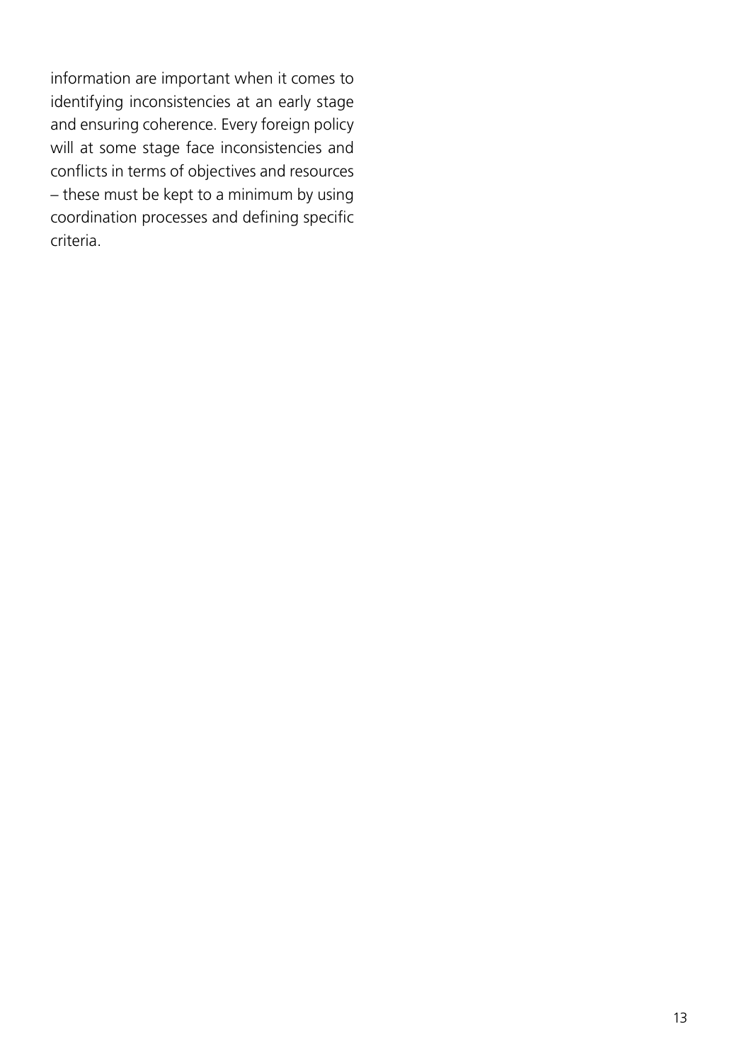information are important when it comes to identifying inconsistencies at an early stage and ensuring coherence. Every foreign policy will at some stage face inconsistencies and conflicts in terms of objectives and resources – these must be kept to a minimum by using coordination processes and defining specific criteria.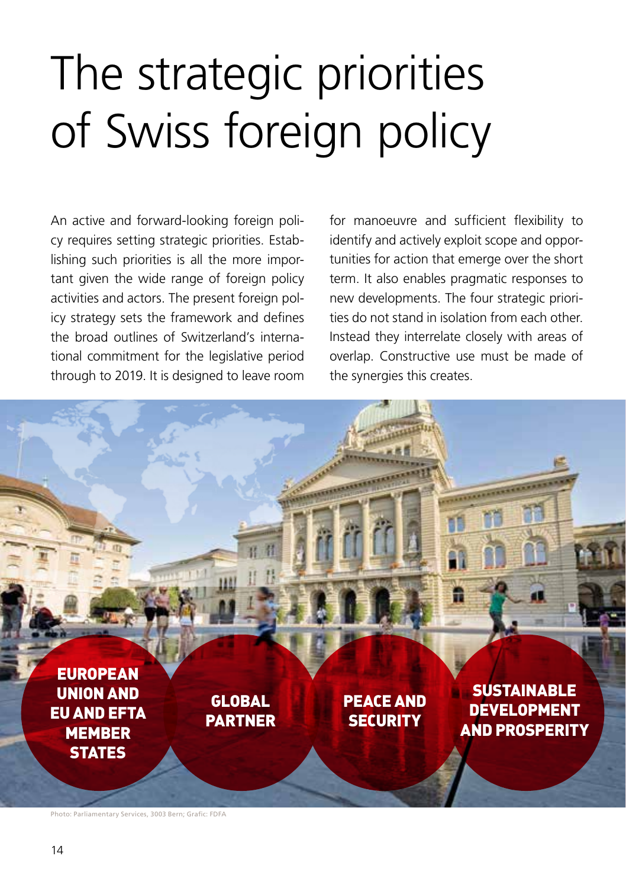# The strategic priorities of Swiss foreign policy

An active and forward-looking foreign policy requires setting strategic priorities. Establishing such priorities is all the more important given the wide range of foreign policy activities and actors. The present foreign policy strategy sets the framework and defines the broad outlines of Switzerland's international commitment for the legislative period through to 2019. It is designed to leave room for manoeuvre and sufficient flexibility to identify and actively exploit scope and opportunities for action that emerge over the short term. It also enables pragmatic responses to new developments. The four strategic priorities do not stand in isolation from each other. Instead they interrelate closely with areas of overlap. Constructive use must be made of the synergies this creates.

**EUROPEAN UNION AND EU AND EFTA MEMBER STATES**

**GLOBAL PARTNER**

**PEACE AND SECURITY**

**SUSTAINABLE DEVELOPMENT AND PROSPERITY**

Photo: Parliamentary Services, 3003 Bern; Grafic: FDFA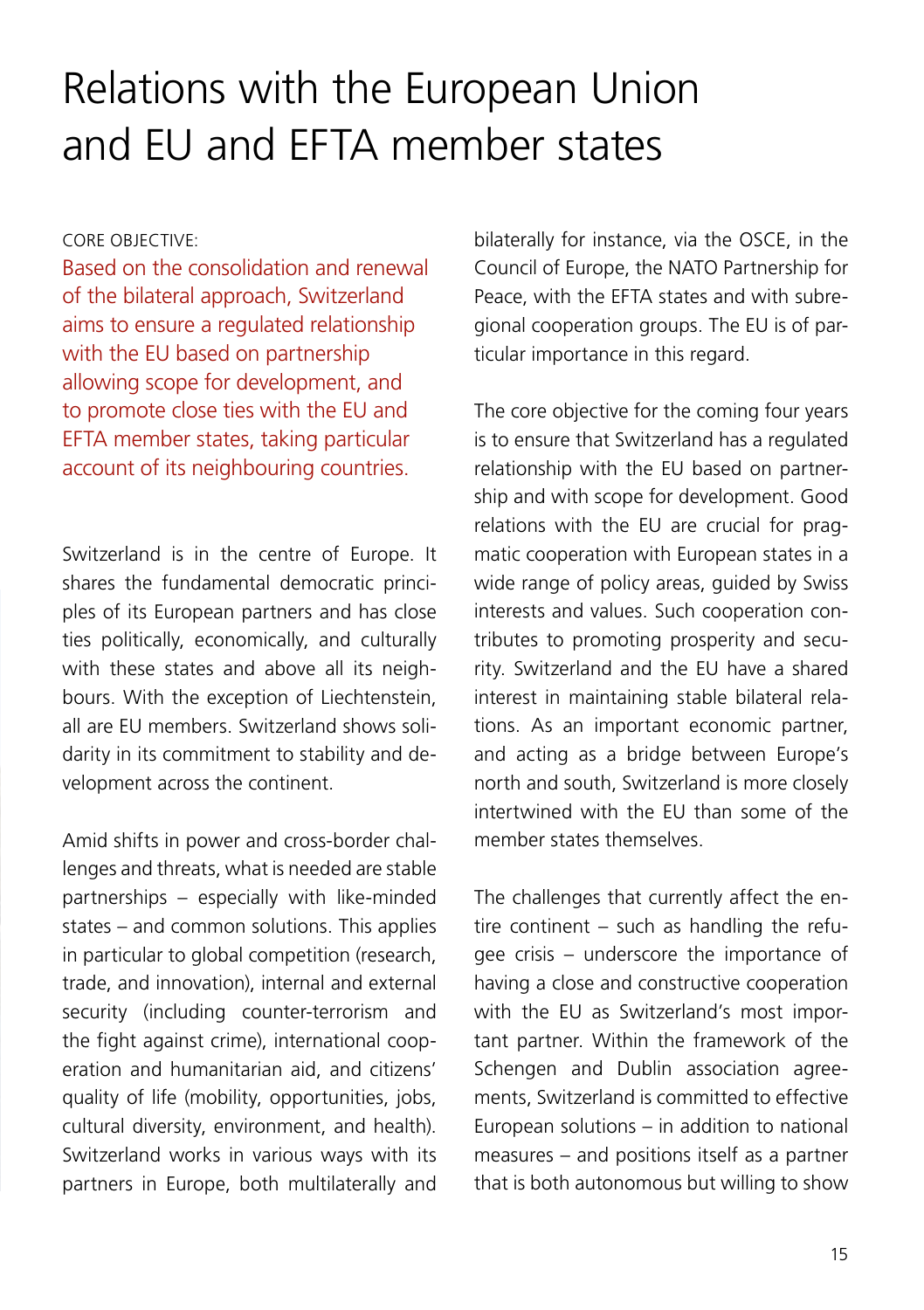# Relations with the European Union and EU and EFTA member states

CORE OBJECTIVE:

Based on the consolidation and renewal of the bilateral approach, Switzerland aims to ensure a regulated relationship with the EU based on partnership allowing scope for development, and to promote close ties with the EU and EFTA member states, taking particular account of its neighbouring countries.

Switzerland is in the centre of Europe. It shares the fundamental democratic principles of its European partners and has close ties politically, economically, and culturally with these states and above all its neighbours. With the exception of Liechtenstein, all are EU members. Switzerland shows solidarity in its commitment to stability and development across the continent.

Amid shifts in power and cross-border challenges and threats, what is needed are stable partnerships – especially with like-minded states – and common solutions. This applies in particular to global competition (research, trade, and innovation), internal and external security (including counter-terrorism and the fight against crime), international cooperation and humanitarian aid, and citizens' quality of life (mobility, opportunities, jobs, cultural diversity, environment, and health). Switzerland works in various ways with its partners in Europe, both multilaterally and bilaterally for instance, via the OSCE, in the Council of Europe, the NATO Partnership for Peace, with the EFTA states and with subregional cooperation groups. The EU is of particular importance in this regard.

The core objective for the coming four years is to ensure that Switzerland has a regulated relationship with the EU based on partnership and with scope for development. Good relations with the EU are crucial for pragmatic cooperation with European states in a wide range of policy areas, guided by Swiss interests and values. Such cooperation contributes to promoting prosperity and security. Switzerland and the EU have a shared interest in maintaining stable bilateral relations. As an important economic partner, and acting as a bridge between Europe's north and south, Switzerland is more closely intertwined with the EU than some of the member states themselves.

The challenges that currently affect the entire continent – such as handling the refugee crisis – underscore the importance of having a close and constructive cooperation with the EU as Switzerland's most important partner. Within the framework of the Schengen and Dublin association agreements, Switzerland is committed to effective European solutions – in addition to national measures – and positions itself as a partner that is both autonomous but willing to show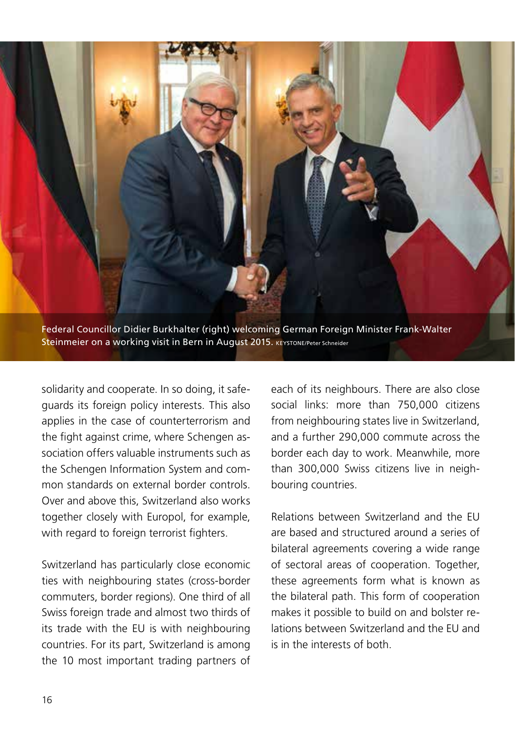Federal Councillor Didier Burkhalter (right) welcoming German Foreign Minister Frank-Walter Steinmeier on a working visit in Bern in August 2015. KEYSTONE/Peter Schneider

solidarity and cooperate. In so doing, it safeguards its foreign policy interests. This also applies in the case of counterterrorism and the fight against crime, where Schengen association offers valuable instruments such as the Schengen Information System and common standards on external border controls. Over and above this, Switzerland also works together closely with Europol, for example, with regard to foreign terrorist fighters.

Switzerland has particularly close economic ties with neighbouring states (cross-border commuters, border regions). One third of all Swiss foreign trade and almost two thirds of its trade with the EU is with neighbouring countries. For its part, Switzerland is among the 10 most important trading partners of each of its neighbours. There are also close social links: more than 750,000 citizens from neighbouring states live in Switzerland, and a further 290,000 commute across the border each day to work. Meanwhile, more than 300,000 Swiss citizens live in neighbouring countries.

Relations between Switzerland and the EU are based and structured around a series of bilateral agreements covering a wide range of sectoral areas of cooperation. Together, these agreements form what is known as the bilateral path. This form of cooperation makes it possible to build on and bolster relations between Switzerland and the EU and is in the interests of both.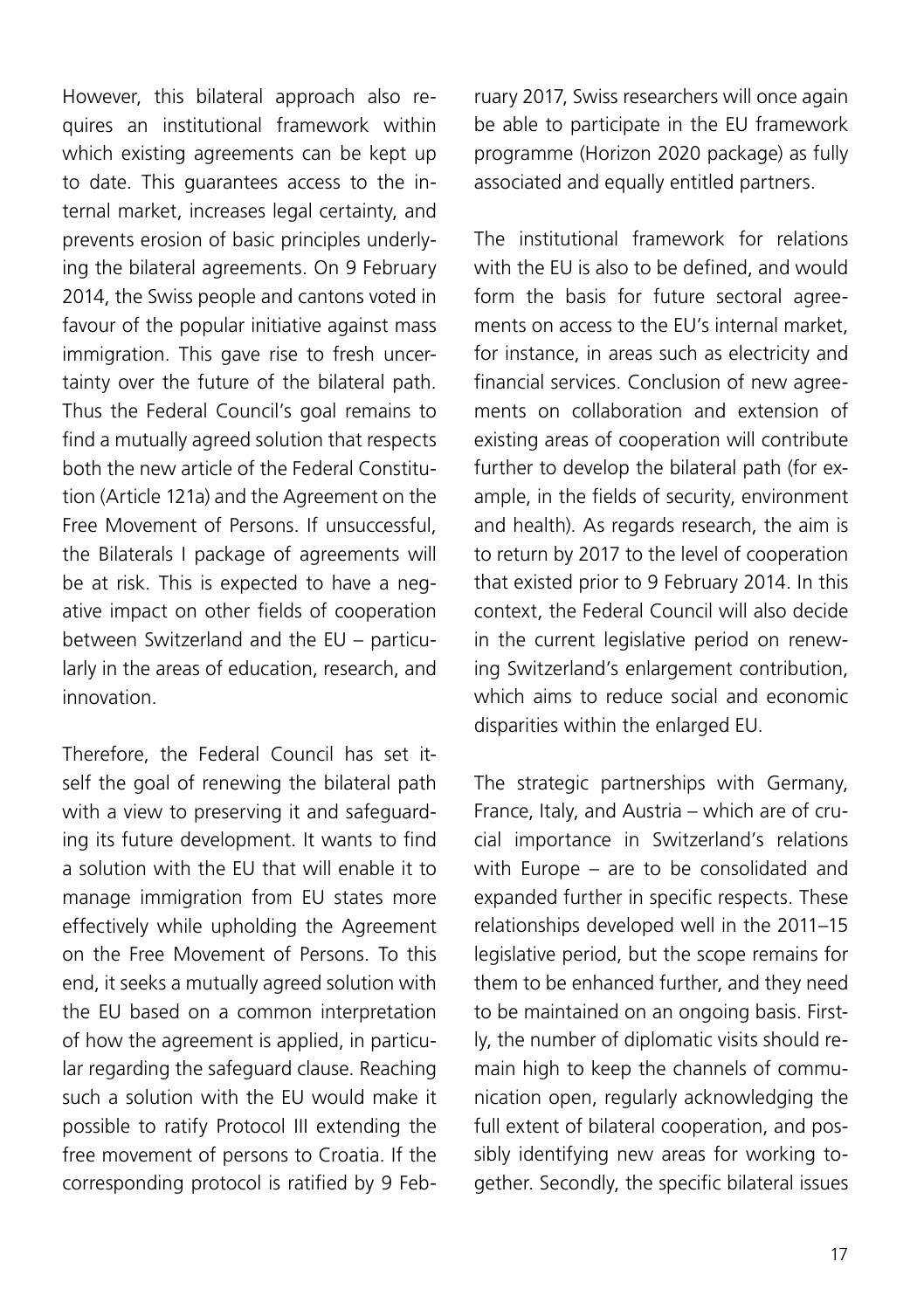However, this bilateral approach also requires an institutional framework within which existing agreements can be kept up to date. This guarantees access to the internal market, increases legal certainty, and prevents erosion of basic principles underlying the bilateral agreements. On 9 February 2014, the Swiss people and cantons voted in favour of the popular initiative against mass immigration. This gave rise to fresh uncertainty over the future of the bilateral path. Thus the Federal Council's goal remains to find a mutually agreed solution that respects both the new article of the Federal Constitution (Article 121a) and the Agreement on the Free Movement of Persons. If unsuccessful, the Bilaterals I package of agreements will be at risk. This is expected to have a negative impact on other fields of cooperation between Switzerland and the EU – particularly in the areas of education, research, and innovation.

Therefore, the Federal Council has set itself the goal of renewing the bilateral path with a view to preserving it and safeguarding its future development. It wants to find a solution with the EU that will enable it to manage immigration from EU states more effectively while upholding the Agreement on the Free Movement of Persons. To this end, it seeks a mutually agreed solution with the EU based on a common interpretation of how the agreement is applied, in particular regarding the safeguard clause. Reaching such a solution with the EU would make it possible to ratify Protocol III extending the free movement of persons to Croatia. If the corresponding protocol is ratified by 9 February 2017, Swiss researchers will once again be able to participate in the EU framework programme (Horizon 2020 package) as fully associated and equally entitled partners.

The institutional framework for relations with the EU is also to be defined, and would form the basis for future sectoral agreements on access to the EU's internal market, for instance, in areas such as electricity and financial services. Conclusion of new agreements on collaboration and extension of existing areas of cooperation will contribute further to develop the bilateral path (for example, in the fields of security, environment and health). As regards research, the aim is to return by 2017 to the level of cooperation that existed prior to 9 February 2014. In this context, the Federal Council will also decide in the current legislative period on renewing Switzerland's enlargement contribution, which aims to reduce social and economic disparities within the enlarged EU.

The strategic partnerships with Germany, France, Italy, and Austria – which are of crucial importance in Switzerland's relations with Europe – are to be consolidated and expanded further in specific respects. These relationships developed well in the 2011–15 legislative period, but the scope remains for them to be enhanced further, and they need to be maintained on an ongoing basis. Firstly, the number of diplomatic visits should remain high to keep the channels of communication open, regularly acknowledging the full extent of bilateral cooperation, and possibly identifying new areas for working together. Secondly, the specific bilateral issues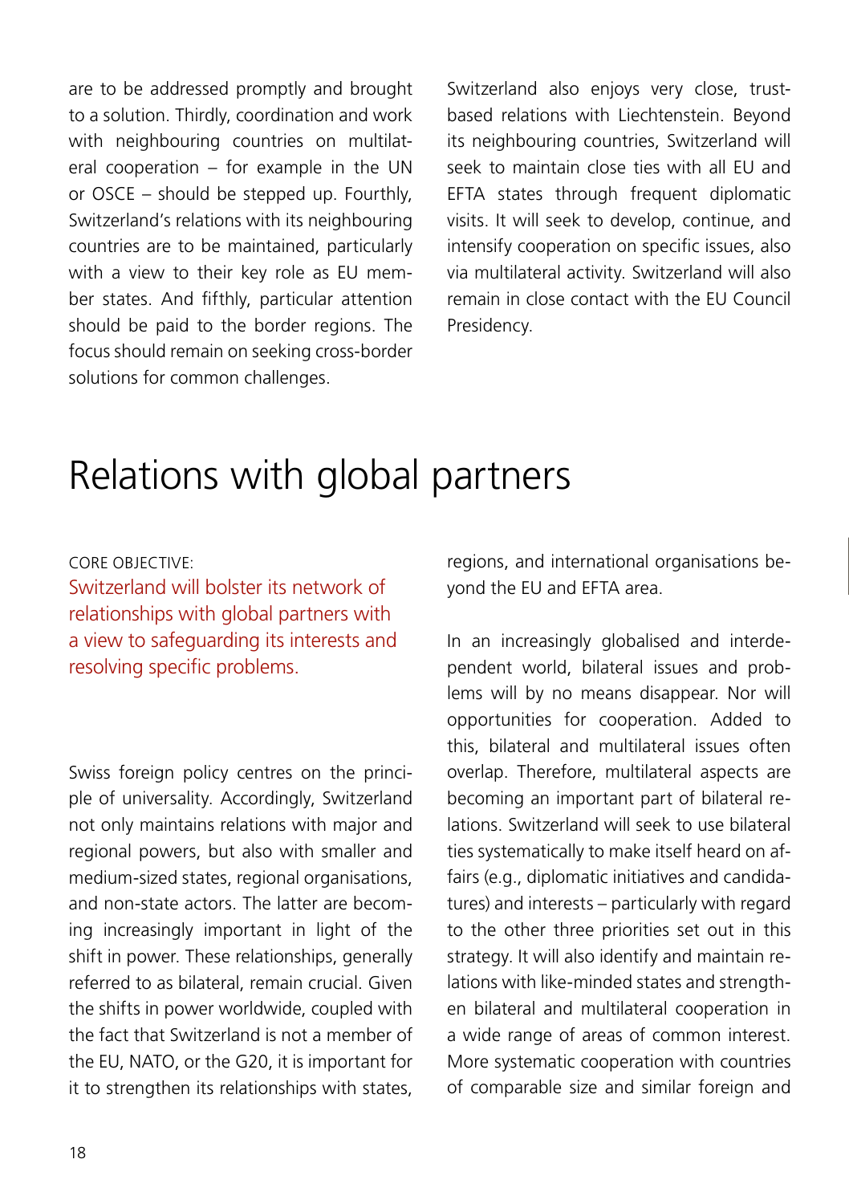are to be addressed promptly and brought to a solution. Thirdly, coordination and work with neighbouring countries on multilateral cooperation – for example in the UN or OSCE – should be stepped up. Fourthly, Switzerland's relations with its neighbouring countries are to be maintained, particularly with a view to their key role as EU member states. And fifthly, particular attention should be paid to the border regions. The focus should remain on seeking cross-border solutions for common challenges.

Switzerland also enjoys very close, trust-based relations with Liechtenstein. Beyond its neighbouring countries, Switzerland will seek to maintain close ties with all EU and EFTA states through frequent diplomatic visits. It will seek to develop, continue, and intensify cooperation on specific issues, also via multilateral activity. Switzerland will also remain in close contact with the EU Council Presidency.

# Relations with global partners

CORE OBJECTIVE:

Switzerland will bolster its network of relationships with global partners with a view to safeguarding its interests and resolving specific problems.

Swiss foreign policy centres on the principle of universality. Accordingly, Switzerland not only maintains relations with major and regional powers, but also with smaller and medium-sized states, regional organisations, and non-state actors. The latter are becoming increasingly important in light of the shift in power. These relationships, generally referred to as bilateral, remain crucial. Given the shifts in power worldwide, coupled with the fact that Switzerland is not a member of the EU, NATO, or the G20, it is important for it to strengthen its relationships with states, regions, and international organisations beyond the EU and EFTA area.

In an increasingly globalised and interdependent world, bilateral issues and problems will by no means disappear. Nor will opportunities for cooperation. Added to this, bilateral and multilateral issues often overlap. Therefore, multilateral aspects are becoming an important part of bilateral relations. Switzerland will seek to use bilateral ties systematically to make itself heard on affairs (e.g., diplomatic initiatives and candidatures) and interests – particularly with regard to the other three priorities set out in this strategy. It will also identify and maintain relations with like-minded states and strengthen bilateral and multilateral cooperation in a wide range of areas of common interest. More systematic cooperation with countries of comparable size and similar foreign and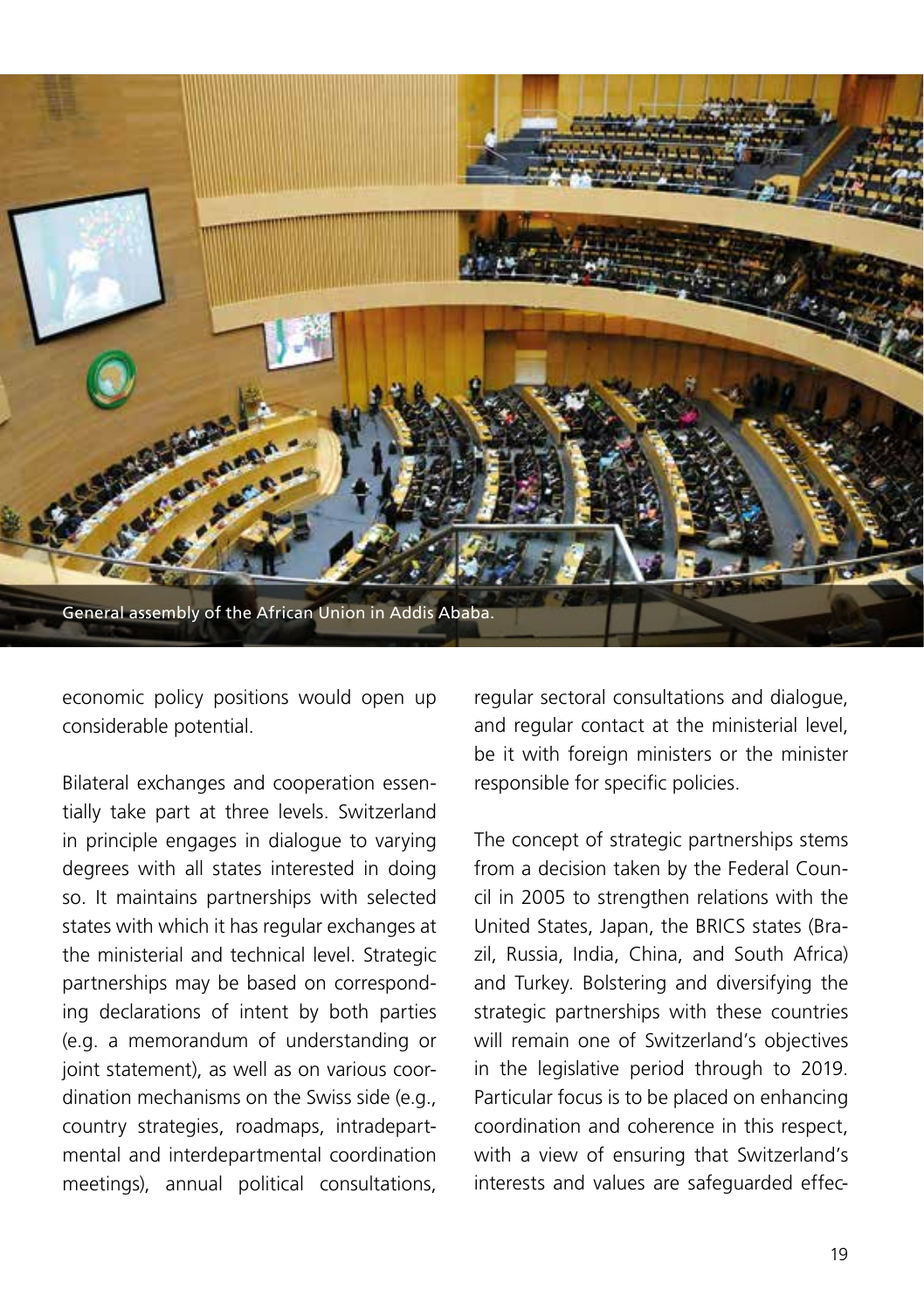General assembly of the African Union in Addis Ababa.

economic policy positions would open up considerable potential.

Bilateral exchanges and cooperation essentially take part at three levels. Switzerland in principle engages in dialogue to varying degrees with all states interested in doing so. It maintains partnerships with selected states with which it has regular exchanges at the ministerial and technical level. Strategic partnerships may be based on corresponding declarations of intent by both parties (e.g. a memorandum of understanding or joint statement), as well as on various coordination mechanisms on the Swiss side (e.g., country strategies, roadmaps, intradepartmental and interdepartmental coordination meetings), annual political consultations, regular sectoral consultations and dialogue, and regular contact at the ministerial level, be it with foreign ministers or the minister responsible for specific policies.

The concept of strategic partnerships stems from a decision taken by the Federal Council in 2005 to strengthen relations with the United States, Japan, the BRICS states (Brazil, Russia, India, China, and South Africa) and Turkey. Bolstering and diversifying the strategic partnerships with these countries will remain one of Switzerland's objectives in the legislative period through to 2019. Particular focus is to be placed on enhancing coordination and coherence in this respect, with a view of ensuring that Switzerland's interests and values are safeguarded effec-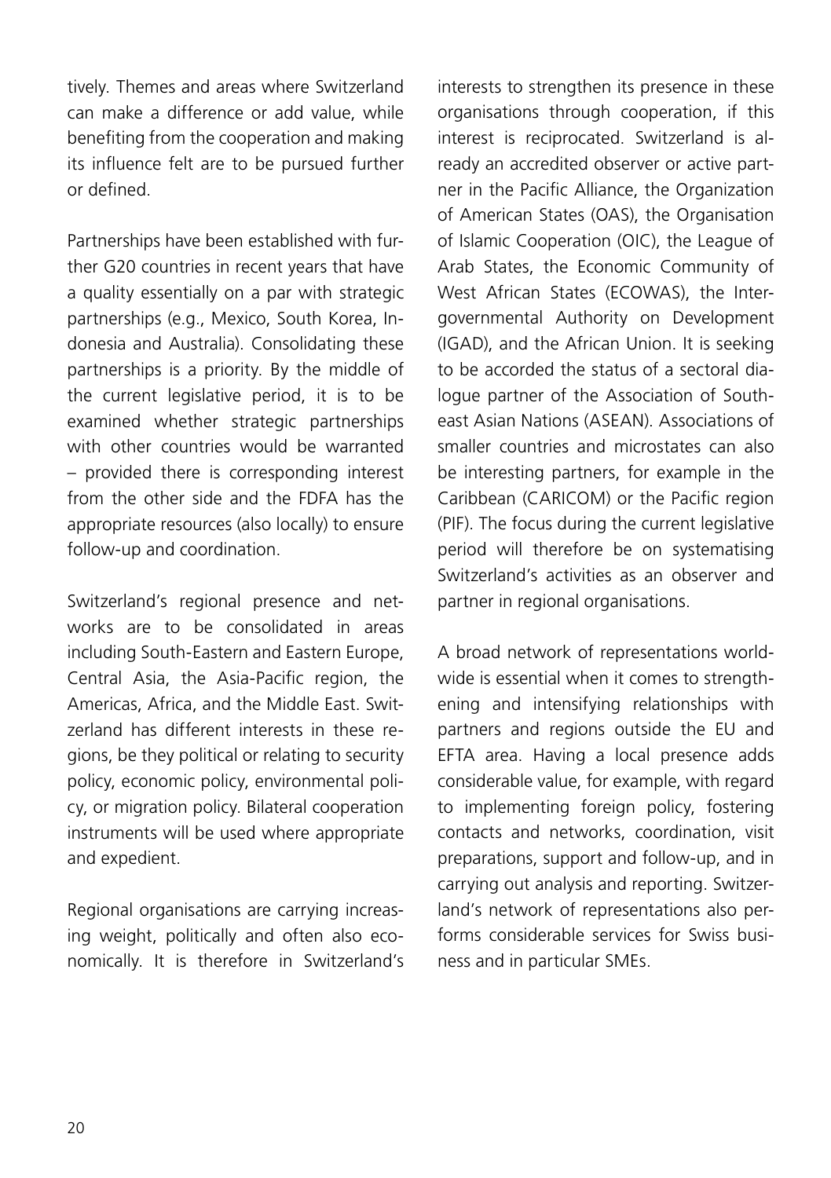tively. Themes and areas where Switzerland can make a difference or add value, while benefiting from the cooperation and making its influence felt are to be pursued further or defined.

Partnerships have been established with further G20 countries in recent years that have a quality essentially on a par with strategic partnerships (e.g., Mexico, South Korea, Indonesia and Australia). Consolidating these partnerships is a priority. By the middle of the current legislative period, it is to be examined whether strategic partnerships with other countries would be warranted – provided there is corresponding interest from the other side and the FDFA has the appropriate resources (also locally) to ensure follow-up and coordination.

Switzerland's regional presence and networks are to be consolidated in areas including South-Eastern and Eastern Europe, Central Asia, the Asia-Pacific region, the Americas, Africa, and the Middle East. Switzerland has different interests in these regions, be they political or relating to security policy, economic policy, environmental policy, or migration policy. Bilateral cooperation instruments will be used where appropriate and expedient.

Regional organisations are carrying increasing weight, politically and often also economically. It is therefore in Switzerland's interests to strengthen its presence in these organisations through cooperation, if this interest is reciprocated. Switzerland is already an accredited observer or active partner in the Pacific Alliance, the Organization of American States (OAS), the Organisation of Islamic Cooperation (OIC), the League of Arab States, the Economic Community of West African States (ECOWAS), the Intergovernmental Authority on Development (IGAD), and the African Union. It is seeking to be accorded the status of a sectoral dialogue partner of the Association of Southeast Asian Nations (ASEAN). Associations of smaller countries and microstates can also be interesting partners, for example in the Caribbean (CARICOM) or the Pacific region (PIF). The focus during the current legislative period will therefore be on systematising Switzerland's activities as an observer and partner in regional organisations.

A broad network of representations worldwide is essential when it comes to strengthening and intensifying relationships with partners and regions outside the EU and EFTA area. Having a local presence adds considerable value, for example, with regard to implementing foreign policy, fostering contacts and networks, coordination, visit preparations, support and follow-up, and in carrying out analysis and reporting. Switzerland's network of representations also performs considerable services for Swiss business and in particular SMEs.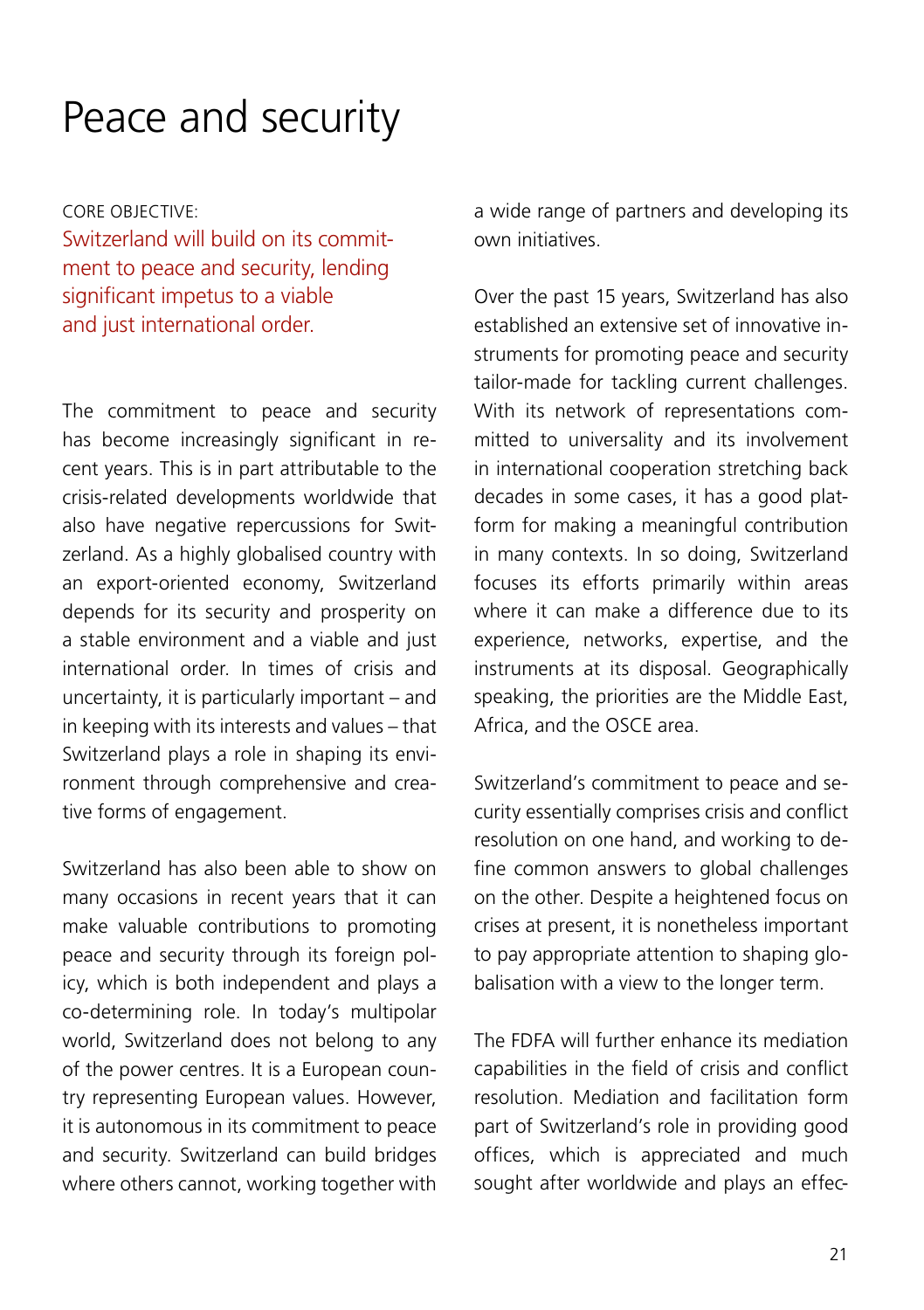# Peace and security

CORE OBJECTIVE:
Switzerland will build on its commitment to peace and security, lending significant impetus to a viable and just international order.

The commitment to peace and security has become increasingly significant in recent years. This is in part attributable to the crisis-related developments worldwide that also have negative repercussions for Switzerland. As a highly globalised country with an export-oriented economy, Switzerland depends for its security and prosperity on a stable environment and a viable and just international order. In times of crisis and uncertainty, it is particularly important – and in keeping with its interests and values – that Switzerland plays a role in shaping its environment through comprehensive and creative forms of engagement.

Switzerland has also been able to show on many occasions in recent years that it can make valuable contributions to promoting peace and security through its foreign policy, which is both independent and plays a co-determining role. In today's multipolar world, Switzerland does not belong to any of the power centres. It is a European country representing European values. However, it is autonomous in its commitment to peace and security. Switzerland can build bridges where others cannot, working together with a wide range of partners and developing its own initiatives.

Over the past 15 years, Switzerland has also established an extensive set of innovative instruments for promoting peace and security tailor-made for tackling current challenges. With its network of representations committed to universality and its involvement in international cooperation stretching back decades in some cases, it has a good platform for making a meaningful contribution in many contexts. In so doing, Switzerland focuses its efforts primarily within areas where it can make a difference due to its experience, networks, expertise, and the instruments at its disposal. Geographically speaking, the priorities are the Middle East, Africa, and the OSCE area.

Switzerland's commitment to peace and security essentially comprises crisis and conflict resolution on one hand, and working to define common answers to global challenges on the other. Despite a heightened focus on crises at present, it is nonetheless important to pay appropriate attention to shaping globalisation with a view to the longer term.

The FDFA will further enhance its mediation capabilities in the field of crisis and conflict resolution. Mediation and facilitation form part of Switzerland's role in providing good offices, which is appreciated and much sought after worldwide and plays an effec-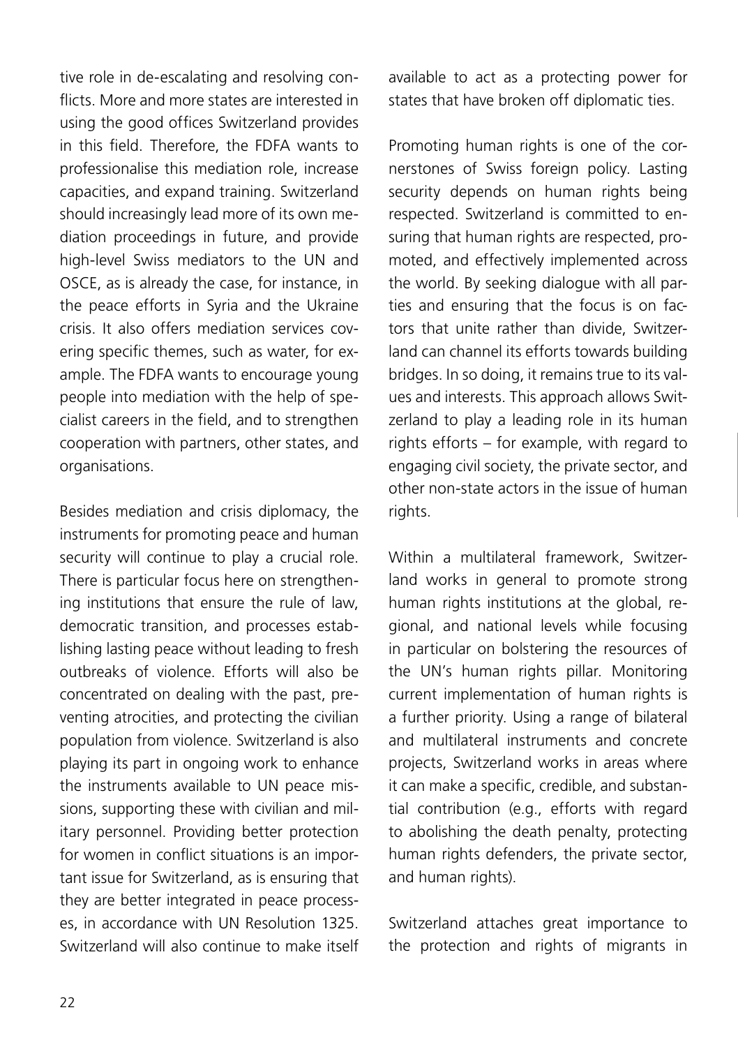tive role in de-escalating and resolving conflicts. More and more states are interested in using the good offices Switzerland provides in this field. Therefore, the FDFA wants to professionalise this mediation role, increase capacities, and expand training. Switzerland should increasingly lead more of its own mediation proceedings in future, and provide high-level Swiss mediators to the UN and OSCE, as is already the case, for instance, in the peace efforts in Syria and the Ukraine crisis. It also offers mediation services covering specific themes, such as water, for example. The FDFA wants to encourage young people into mediation with the help of specialist careers in the field, and to strengthen cooperation with partners, other states, and organisations.

Besides mediation and crisis diplomacy, the instruments for promoting peace and human security will continue to play a crucial role. There is particular focus here on strengthening institutions that ensure the rule of law, democratic transition, and processes establishing lasting peace without leading to fresh outbreaks of violence. Efforts will also be concentrated on dealing with the past, preventing atrocities, and protecting the civilian population from violence. Switzerland is also playing its part in ongoing work to enhance the instruments available to UN peace missions, supporting these with civilian and military personnel. Providing better protection for women in conflict situations is an important issue for Switzerland, as is ensuring that they are better integrated in peace processes, in accordance with UN Resolution 1325. Switzerland will also continue to make itself available to act as a protecting power for states that have broken off diplomatic ties.

Promoting human rights is one of the cornerstones of Swiss foreign policy. Lasting security depends on human rights being respected. Switzerland is committed to ensuring that human rights are respected, promoted, and effectively implemented across the world. By seeking dialogue with all parties and ensuring that the focus is on factors that unite rather than divide, Switzerland can channel its efforts towards building bridges. In so doing, it remains true to its values and interests. This approach allows Switzerland to play a leading role in its human rights efforts – for example, with regard to engaging civil society, the private sector, and other non-state actors in the issue of human rights.

Within a multilateral framework, Switzerland works in general to promote strong human rights institutions at the global, regional, and national levels while focusing in particular on bolstering the resources of the UN's human rights pillar. Monitoring current implementation of human rights is a further priority. Using a range of bilateral and multilateral instruments and concrete projects, Switzerland works in areas where it can make a specific, credible, and substantial contribution (e.g., efforts with regard to abolishing the death penalty, protecting human rights defenders, the private sector, and human rights).

Switzerland attaches great importance to the protection and rights of migrants in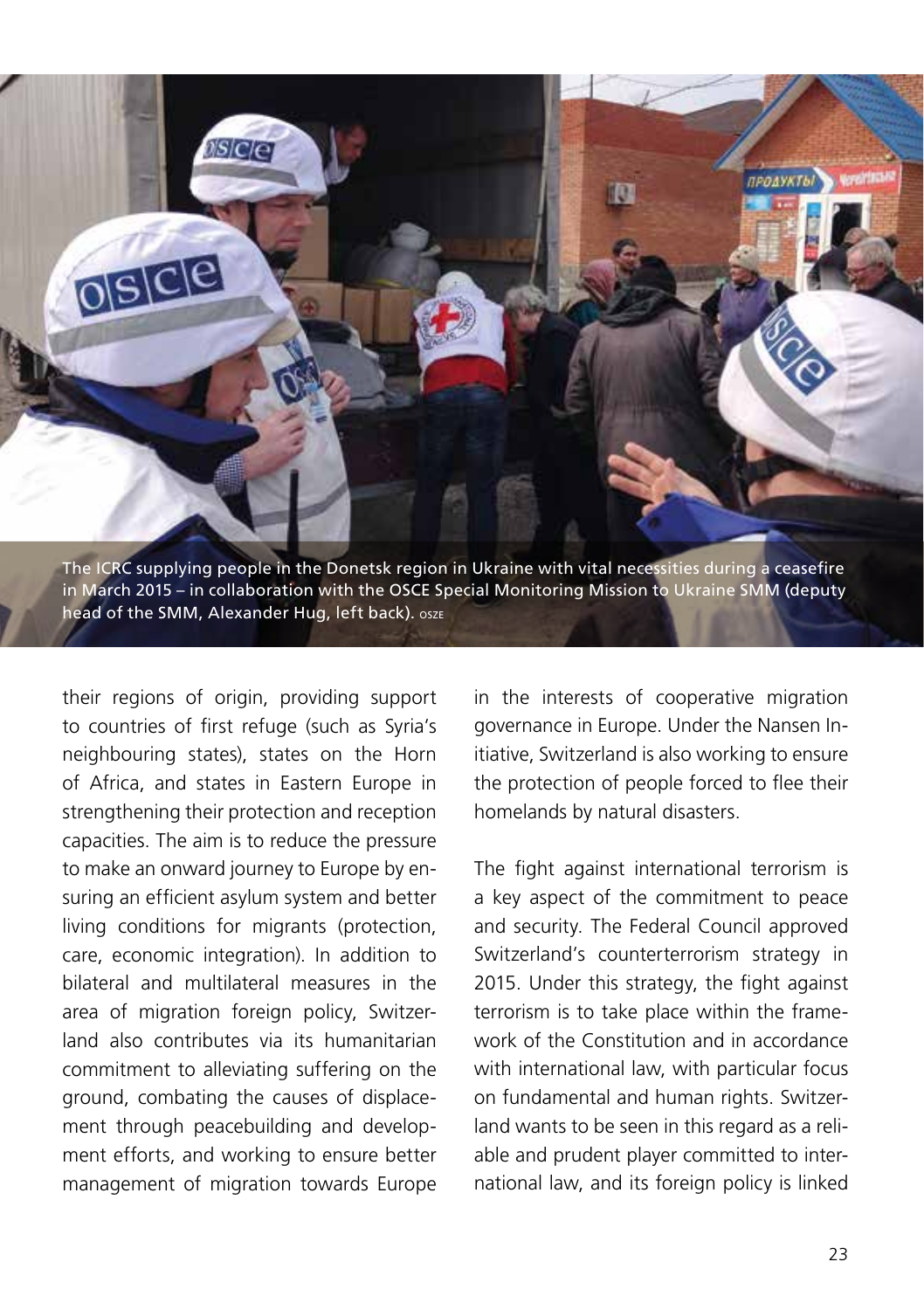The ICRC supplying people in the Donetsk region in Ukraine with vital necessities during a ceasefire in March 2015 – in collaboration with the OSCE Special Monitoring Mission to Ukraine SMM (deputy head of the SMM, Alexander Hug, left back). OSZE

their regions of origin, providing support to countries of first refuge (such as Syria's neighbouring states), states on the Horn of Africa, and states in Eastern Europe in strengthening their protection and reception capacities. The aim is to reduce the pressure to make an onward journey to Europe by ensuring an efficient asylum system and better living conditions for migrants (protection, care, economic integration). In addition to bilateral and multilateral measures in the area of migration foreign policy, Switzerland also contributes via its humanitarian commitment to alleviating suffering on the ground, combating the causes of displacement through peacebuilding and development efforts, and working to ensure better management of migration towards Europe in the interests of cooperative migration governance in Europe. Under the Nansen Initiative, Switzerland is also working to ensure the protection of people forced to flee their homelands by natural disasters.

The fight against international terrorism is a key aspect of the commitment to peace and security. The Federal Council approved Switzerland's counterterrorism strategy in 2015. Under this strategy, the fight against terrorism is to take place within the framework of the Constitution and in accordance with international law, with particular focus on fundamental and human rights. Switzerland wants to be seen in this regard as a reliable and prudent player committed to international law, and its foreign policy is linked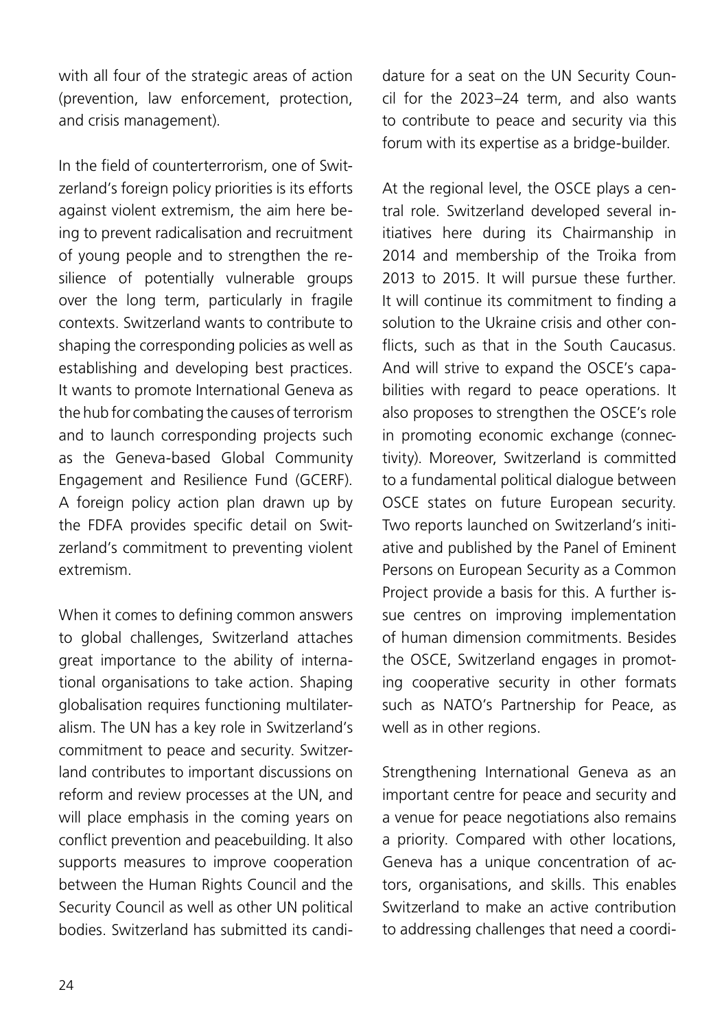with all four of the strategic areas of action (prevention, law enforcement, protection, and crisis management).

In the field of counterterrorism, one of Switzerland's foreign policy priorities is its efforts against violent extremism, the aim here being to prevent radicalisation and recruitment of young people and to strengthen the resilience of potentially vulnerable groups over the long term, particularly in fragile contexts. Switzerland wants to contribute to shaping the corresponding policies as well as establishing and developing best practices. It wants to promote International Geneva as the hub for combating the causes of terrorism and to launch corresponding projects such as the Geneva-based Global Community Engagement and Resilience Fund (GCERF). A foreign policy action plan drawn up by the FDFA provides specific detail on Switzerland's commitment to preventing violent extremism.

When it comes to defining common answers to global challenges, Switzerland attaches great importance to the ability of international organisations to take action. Shaping globalisation requires functioning multilateralism. The UN has a key role in Switzerland's commitment to peace and security. Switzerland contributes to important discussions on reform and review processes at the UN, and will place emphasis in the coming years on conflict prevention and peacebuilding. It also supports measures to improve cooperation between the Human Rights Council and the Security Council as well as other UN political bodies. Switzerland has submitted its candidature for a seat on the UN Security Council for the 2023–24 term, and also wants to contribute to peace and security via this forum with its expertise as a bridge-builder.

At the regional level, the OSCE plays a central role. Switzerland developed several initiatives here during its Chairmanship in 2014 and membership of the Troika from 2013 to 2015. It will pursue these further. It will continue its commitment to finding a solution to the Ukraine crisis and other conflicts, such as that in the South Caucasus. And will strive to expand the OSCE's capabilities with regard to peace operations. It also proposes to strengthen the OSCE's role in promoting economic exchange (connectivity). Moreover, Switzerland is committed to a fundamental political dialogue between OSCE states on future European security. Two reports launched on Switzerland's initiative and published by the Panel of Eminent Persons on European Security as a Common Project provide a basis for this. A further issue centres on improving implementation of human dimension commitments. Besides the OSCE, Switzerland engages in promoting cooperative security in other formats such as NATO's Partnership for Peace, as well as in other regions.

Strengthening International Geneva as an important centre for peace and security and a venue for peace negotiations also remains a priority. Compared with other locations, Geneva has a unique concentration of actors, organisations, and skills. This enables Switzerland to make an active contribution to addressing challenges that need a coordi-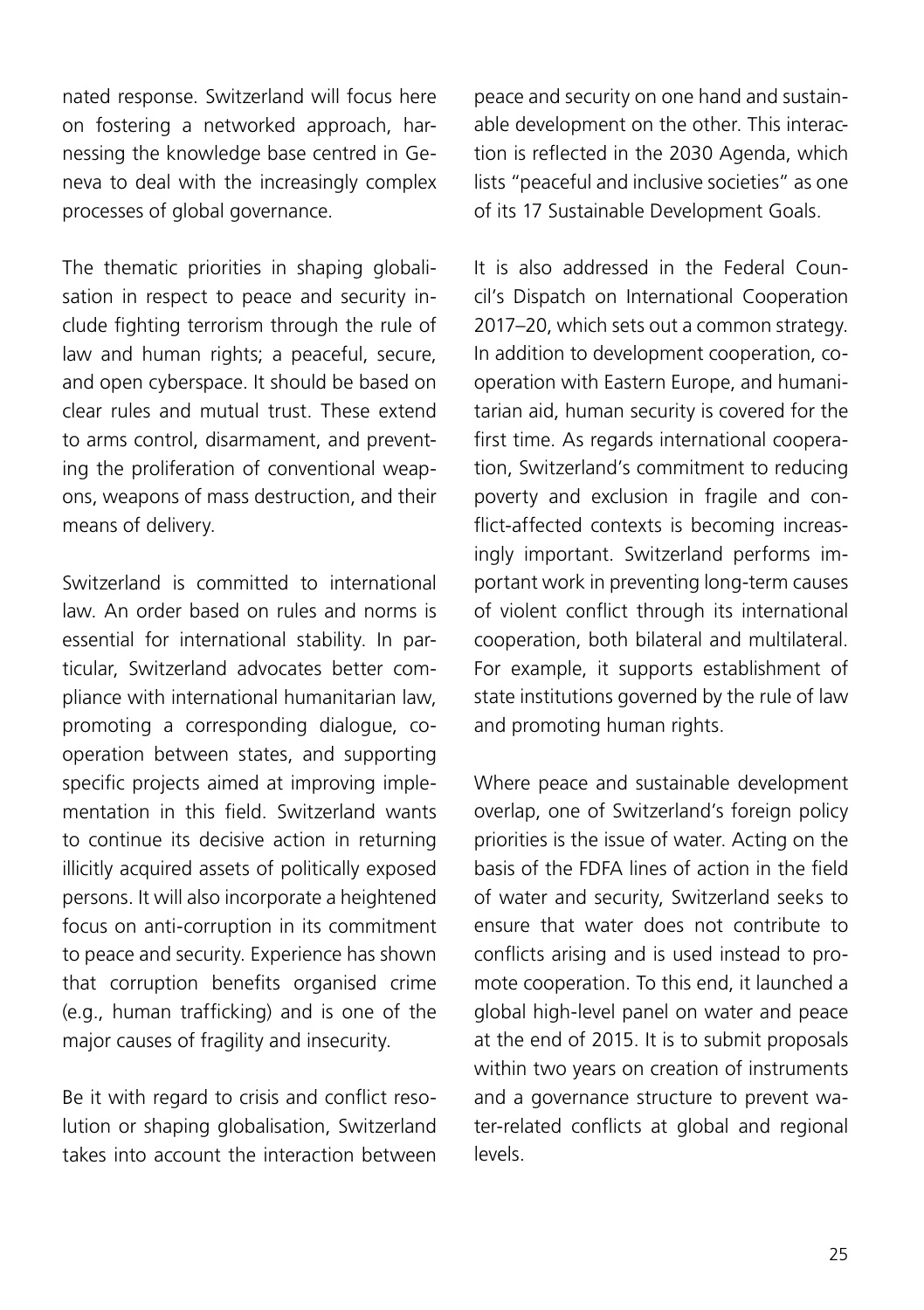nated response. Switzerland will focus here on fostering a networked approach, harnessing the knowledge base centred in Geneva to deal with the increasingly complex processes of global governance.

The thematic priorities in shaping globalisation in respect to peace and security include fighting terrorism through the rule of law and human rights; a peaceful, secure, and open cyberspace. It should be based on clear rules and mutual trust. These extend to arms control, disarmament, and preventing the proliferation of conventional weapons, weapons of mass destruction, and their means of delivery.

Switzerland is committed to international law. An order based on rules and norms is essential for international stability. In particular, Switzerland advocates better compliance with international humanitarian law, promoting a corresponding dialogue, cooperation between states, and supporting specific projects aimed at improving implementation in this field. Switzerland wants to continue its decisive action in returning illicitly acquired assets of politically exposed persons. It will also incorporate a heightened focus on anti-corruption in its commitment to peace and security. Experience has shown that corruption benefits organised crime (e.g., human trafficking) and is one of the major causes of fragility and insecurity.

Be it with regard to crisis and conflict resolution or shaping globalisation, Switzerland takes into account the interaction between peace and security on one hand and sustainable development on the other. This interaction is reflected in the 2030 Agenda, which lists "peaceful and inclusive societies" as one of its 17 Sustainable Development Goals.

It is also addressed in the Federal Council's Dispatch on International Cooperation 2017–20, which sets out a common strategy. In addition to development cooperation, cooperation with Eastern Europe, and humanitarian aid, human security is covered for the first time. As regards international cooperation, Switzerland's commitment to reducing poverty and exclusion in fragile and conflict-affected contexts is becoming increasingly important. Switzerland performs important work in preventing long-term causes of violent conflict through its international cooperation, both bilateral and multilateral. For example, it supports establishment of state institutions governed by the rule of law and promoting human rights.

Where peace and sustainable development overlap, one of Switzerland's foreign policy priorities is the issue of water. Acting on the basis of the FDFA lines of action in the field of water and security, Switzerland seeks to ensure that water does not contribute to conflicts arising and is used instead to promote cooperation. To this end, it launched a global high-level panel on water and peace at the end of 2015. It is to submit proposals within two years on creation of instruments and a governance structure to prevent water-related conflicts at global and regional levels.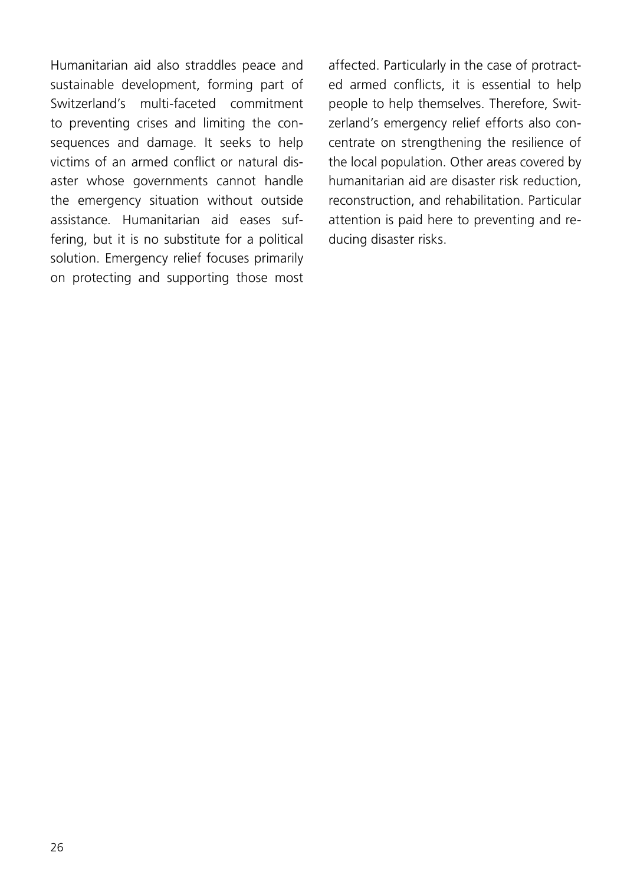Humanitarian aid also straddles peace and sustainable development, forming part of Switzerland's multi-faceted commitment to preventing crises and limiting the consequences and damage. It seeks to help victims of an armed conflict or natural disaster whose governments cannot handle the emergency situation without outside assistance. Humanitarian aid eases suffering, but it is no substitute for a political solution. Emergency relief focuses primarily on protecting and supporting those most affected. Particularly in the case of protracted armed conflicts, it is essential to help people to help themselves. Therefore, Switzerland's emergency relief efforts also concentrate on strengthening the resilience of the local population. Other areas covered by humanitarian aid are disaster risk reduction, reconstruction, and rehabilitation. Particular attention is paid here to preventing and reducing disaster risks.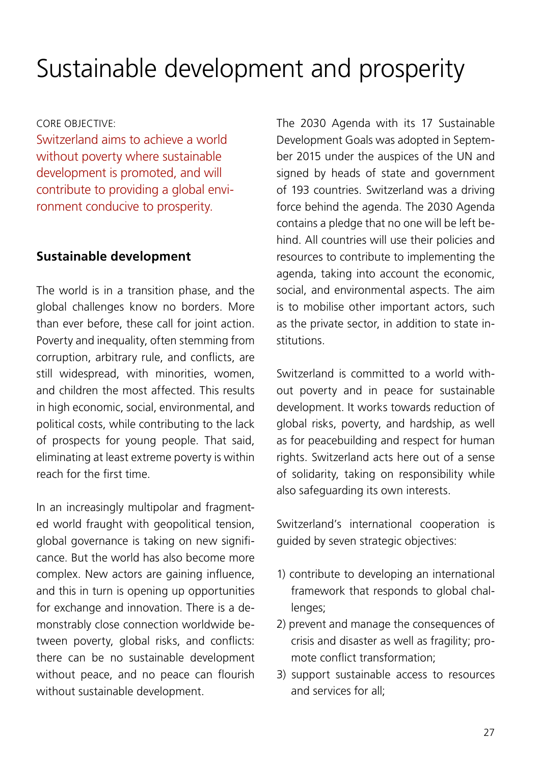# Sustainable development and prosperity

CORE OBJECTIVE:

Switzerland aims to achieve a world without poverty where sustainable development is promoted, and will contribute to providing a global environment conducive to prosperity.

## Sustainable development

The world is in a transition phase, and the global challenges know no borders. More than ever before, these call for joint action. Poverty and inequality, often stemming from corruption, arbitrary rule, and conflicts, are still widespread, with minorities, women, and children the most affected. This results in high economic, social, environmental, and political costs, while contributing to the lack of prospects for young people. That said, eliminating at least extreme poverty is within reach for the first time.

In an increasingly multipolar and fragmented world fraught with geopolitical tension, global governance is taking on new significance. But the world has also become more complex. New actors are gaining influence, and this in turn is opening up opportunities for exchange and innovation. There is a demonstrably close connection worldwide between poverty, global risks, and conflicts: there can be no sustainable development without peace, and no peace can flourish without sustainable development.

The 2030 Agenda with its 17 Sustainable Development Goals was adopted in September 2015 under the auspices of the UN and signed by heads of state and government of 193 countries. Switzerland was a driving force behind the agenda. The 2030 Agenda contains a pledge that no one will be left behind. All countries will use their policies and resources to contribute to implementing the agenda, taking into account the economic, social, and environmental aspects. The aim is to mobilise other important actors, such as the private sector, in addition to state institutions.

Switzerland is committed to a world without poverty and in peace for sustainable development. It works towards reduction of global risks, poverty, and hardship, as well as for peacebuilding and respect for human rights. Switzerland acts here out of a sense of solidarity, taking on responsibility while also safeguarding its own interests.

Switzerland's international cooperation is guided by seven strategic objectives:

1) contribute to developing an international framework that responds to global challenges;
2) prevent and manage the consequences of crisis and disaster as well as fragility; promote conflict transformation;
3) support sustainable access to resources and services for all;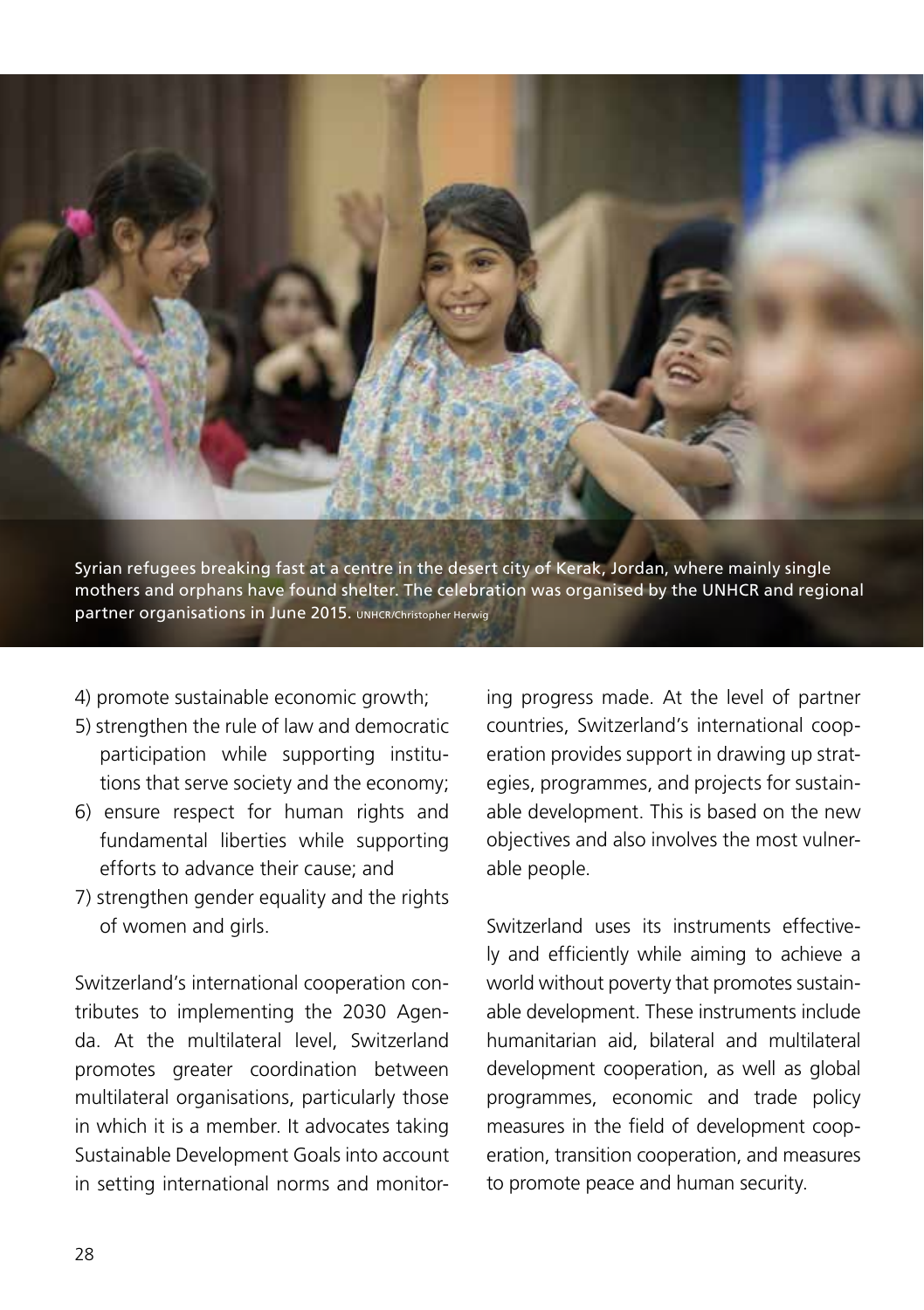Syrian refugees breaking fast at a centre in the desert city of Kerak, Jordan, where mainly single mothers and orphans have found shelter. The celebration was organised by the UNHCR and regional partner organisations in June 2015. UNHCR/Christopher Herwig

4) promote sustainable economic growth;
5) strengthen the rule of law and democratic participation while supporting institutions that serve society and the economy;
6) ensure respect for human rights and fundamental liberties while supporting efforts to advance their cause; and
7) strengthen gender equality and the rights of women and girls.

Switzerland's international cooperation contributes to implementing the 2030 Agenda. At the multilateral level, Switzerland promotes greater coordination between multilateral organisations, particularly those in which it is a member. It advocates taking Sustainable Development Goals into account in setting international norms and monitoring progress made. At the level of partner countries, Switzerland's international cooperation provides support in drawing up strategies, programmes, and projects for sustainable development. This is based on the new objectives and also involves the most vulnerable people.

Switzerland uses its instruments effectively and efficiently while aiming to achieve a world without poverty that promotes sustainable development. These instruments include humanitarian aid, bilateral and multilateral development cooperation, as well as global programmes, economic and trade policy measures in the field of development cooperation, transition cooperation, and measures to promote peace and human security.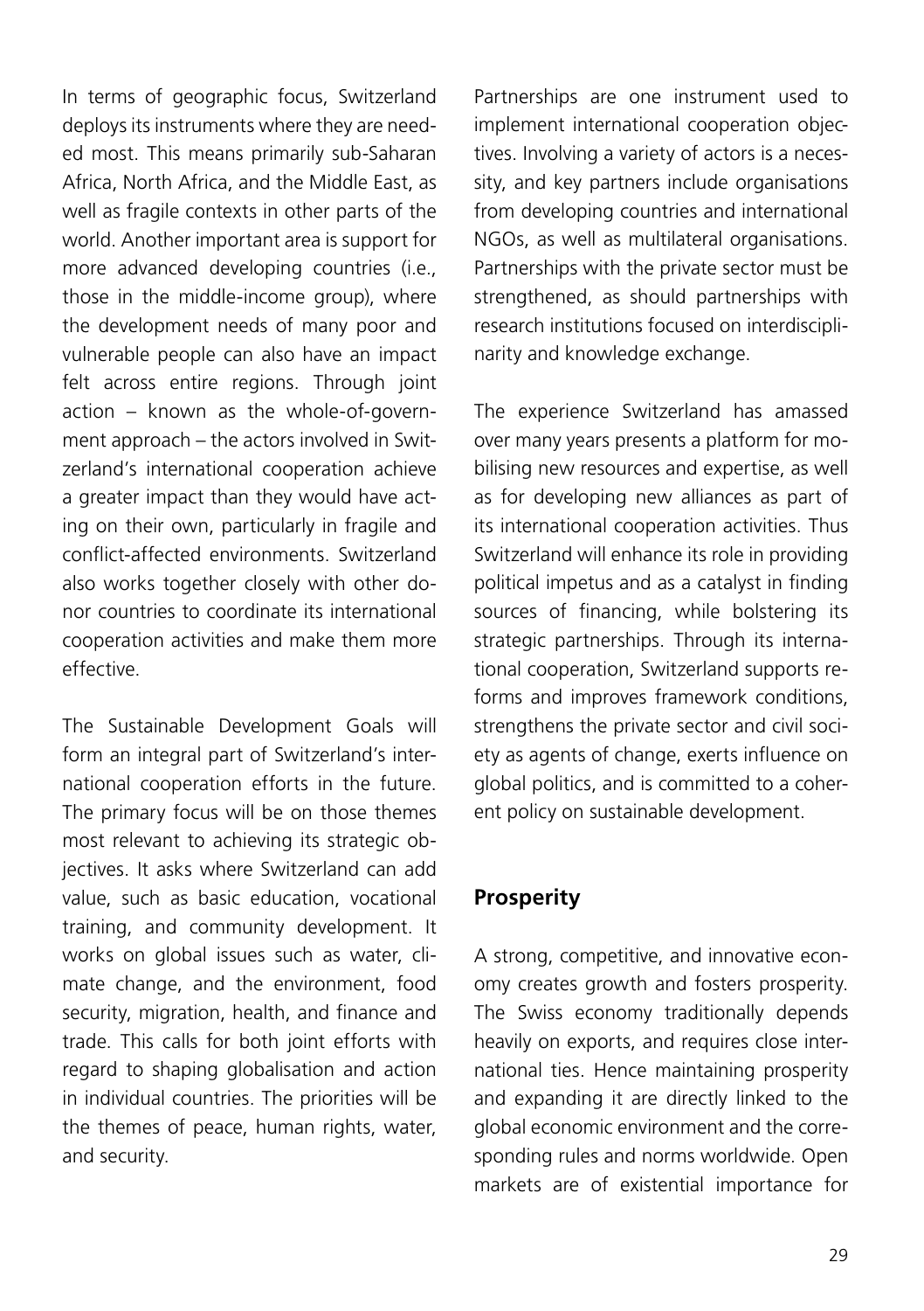In terms of geographic focus, Switzerland deploys its instruments where they are needed most. This means primarily sub-Saharan Africa, North Africa, and the Middle East, as well as fragile contexts in other parts of the world. Another important area is support for more advanced developing countries (i.e., those in the middle-income group), where the development needs of many poor and vulnerable people can also have an impact felt across entire regions. Through joint action – known as the whole-of-government approach – the actors involved in Switzerland's international cooperation achieve a greater impact than they would have acting on their own, particularly in fragile and conflict-affected environments. Switzerland also works together closely with other donor countries to coordinate its international cooperation activities and make them more effective.

The Sustainable Development Goals will form an integral part of Switzerland's international cooperation efforts in the future. The primary focus will be on those themes most relevant to achieving its strategic objectives. It asks where Switzerland can add value, such as basic education, vocational training, and community development. It works on global issues such as water, climate change, and the environment, food security, migration, health, and finance and trade. This calls for both joint efforts with regard to shaping globalisation and action in individual countries. The priorities will be the themes of peace, human rights, water, and security.

Partnerships are one instrument used to implement international cooperation objectives. Involving a variety of actors is a necessity, and key partners include organisations from developing countries and international NGOs, as well as multilateral organisations. Partnerships with the private sector must be strengthened, as should partnerships with research institutions focused on interdisciplinarity and knowledge exchange.

The experience Switzerland has amassed over many years presents a platform for mobilising new resources and expertise, as well as for developing new alliances as part of its international cooperation activities. Thus Switzerland will enhance its role in providing political impetus and as a catalyst in finding sources of financing, while bolstering its strategic partnerships. Through its international cooperation, Switzerland supports reforms and improves framework conditions, strengthens the private sector and civil society as agents of change, exerts influence on global politics, and is committed to a coherent policy on sustainable development.

## Prosperity

A strong, competitive, and innovative economy creates growth and fosters prosperity. The Swiss economy traditionally depends heavily on exports, and requires close international ties. Hence maintaining prosperity and expanding it are directly linked to the global economic environment and the corresponding rules and norms worldwide. Open markets are of existential importance for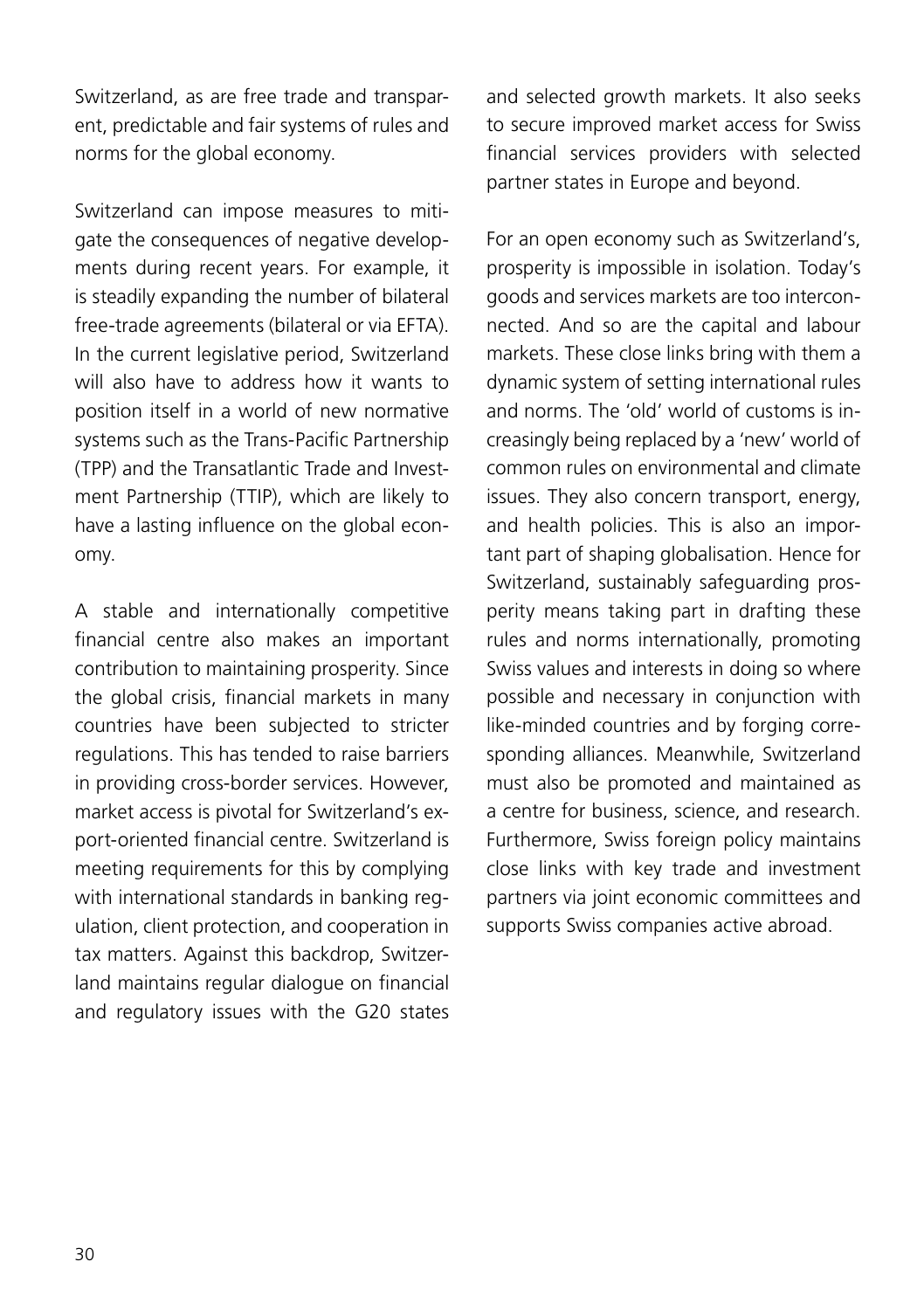Switzerland, as are free trade and transparent, predictable and fair systems of rules and norms for the global economy.

Switzerland can impose measures to mitigate the consequences of negative developments during recent years. For example, it is steadily expanding the number of bilateral free-trade agreements (bilateral or via EFTA). In the current legislative period, Switzerland will also have to address how it wants to position itself in a world of new normative systems such as the Trans-Pacific Partnership (TPP) and the Transatlantic Trade and Investment Partnership (TTIP), which are likely to have a lasting influence on the global economy.

A stable and internationally competitive financial centre also makes an important contribution to maintaining prosperity. Since the global crisis, financial markets in many countries have been subjected to stricter regulations. This has tended to raise barriers in providing cross-border services. However, market access is pivotal for Switzerland's export-oriented financial centre. Switzerland is meeting requirements for this by complying with international standards in banking regulation, client protection, and cooperation in tax matters. Against this backdrop, Switzerland maintains regular dialogue on financial and regulatory issues with the G20 states and selected growth markets. It also seeks to secure improved market access for Swiss financial services providers with selected partner states in Europe and beyond.

For an open economy such as Switzerland's, prosperity is impossible in isolation. Today's goods and services markets are too interconnected. And so are the capital and labour markets. These close links bring with them a dynamic system of setting international rules and norms. The 'old' world of customs is increasingly being replaced by a 'new' world of common rules on environmental and climate issues. They also concern transport, energy, and health policies. This is also an important part of shaping globalisation. Hence for Switzerland, sustainably safeguarding prosperity means taking part in drafting these rules and norms internationally, promoting Swiss values and interests in doing so where possible and necessary in conjunction with like-minded countries and by forging corresponding alliances. Meanwhile, Switzerland must also be promoted and maintained as a centre for business, science, and research. Furthermore, Swiss foreign policy maintains close links with key trade and investment partners via joint economic committees and supports Swiss companies active abroad.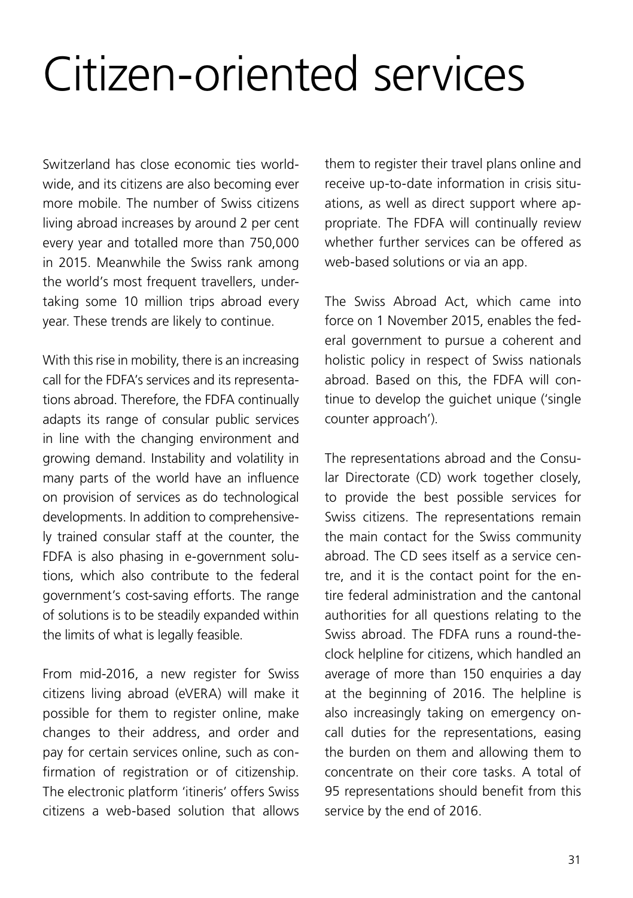# Citizen-oriented services

Switzerland has close economic ties worldwide, and its citizens are also becoming ever more mobile. The number of Swiss citizens living abroad increases by around 2 per cent every year and totalled more than 750,000 in 2015. Meanwhile the Swiss rank among the world's most frequent travellers, undertaking some 10 million trips abroad every year. These trends are likely to continue.

With this rise in mobility, there is an increasing call for the FDFA's services and its representations abroad. Therefore, the FDFA continually adapts its range of consular public services in line with the changing environment and growing demand. Instability and volatility in many parts of the world have an influence on provision of services as do technological developments. In addition to comprehensively trained consular staff at the counter, the FDFA is also phasing in e-government solutions, which also contribute to the federal government's cost-saving efforts. The range of solutions is to be steadily expanded within the limits of what is legally feasible.

From mid-2016, a new register for Swiss citizens living abroad (eVERA) will make it possible for them to register online, make changes to their address, and order and pay for certain services online, such as confirmation of registration or of citizenship. The electronic platform 'itineris' offers Swiss citizens a web-based solution that allows them to register their travel plans online and receive up-to-date information in crisis situations, as well as direct support where appropriate. The FDFA will continually review whether further services can be offered as web-based solutions or via an app.

The Swiss Abroad Act, which came into force on 1 November 2015, enables the federal government to pursue a coherent and holistic policy in respect of Swiss nationals abroad. Based on this, the FDFA will continue to develop the guichet unique ('single counter approach').

The representations abroad and the Consular Directorate (CD) work together closely, to provide the best possible services for Swiss citizens. The representations remain the main contact for the Swiss community abroad. The CD sees itself as a service centre, and it is the contact point for the entire federal administration and the cantonal authorities for all questions relating to the Swiss abroad. The FDFA runs a round-the-clock helpline for citizens, which handled an average of more than 150 enquiries a day at the beginning of 2016. The helpline is also increasingly taking on emergency on-call duties for the representations, easing the burden on them and allowing them to concentrate on their core tasks. A total of 95 representations should benefit from this service by the end of 2016.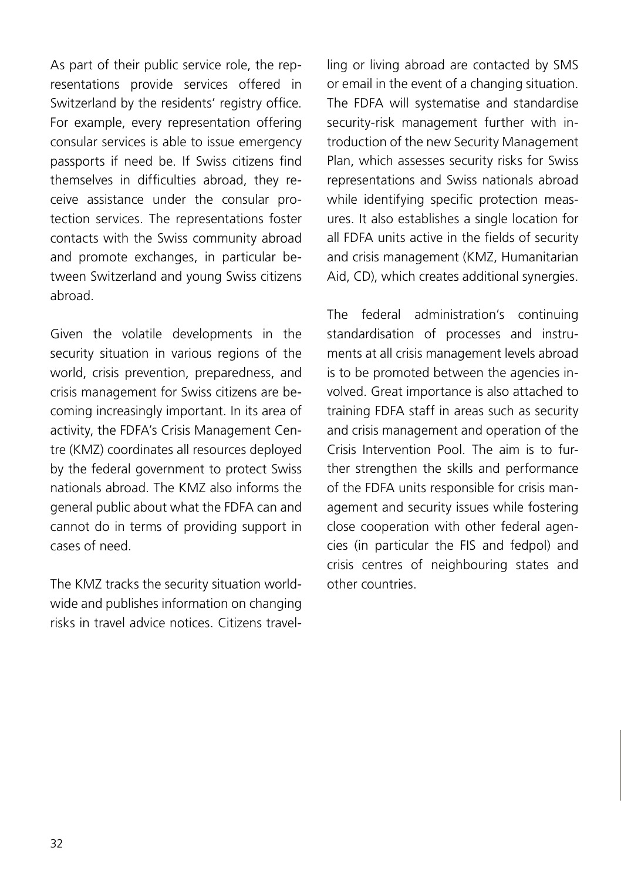As part of their public service role, the representations provide services offered in Switzerland by the residents' registry office. For example, every representation offering consular services is able to issue emergency passports if need be. If Swiss citizens find themselves in difficulties abroad, they receive assistance under the consular protection services. The representations foster contacts with the Swiss community abroad and promote exchanges, in particular between Switzerland and young Swiss citizens abroad.

Given the volatile developments in the security situation in various regions of the world, crisis prevention, preparedness, and crisis management for Swiss citizens are becoming increasingly important. In its area of activity, the FDFA's Crisis Management Centre (KMZ) coordinates all resources deployed by the federal government to protect Swiss nationals abroad. The KMZ also informs the general public about what the FDFA can and cannot do in terms of providing support in cases of need.

The KMZ tracks the security situation worldwide and publishes information on changing risks in travel advice notices. Citizens travelling or living abroad are contacted by SMS or email in the event of a changing situation. The FDFA will systematise and standardise security-risk management further with introduction of the new Security Management Plan, which assesses security risks for Swiss representations and Swiss nationals abroad while identifying specific protection measures. It also establishes a single location for all FDFA units active in the fields of security and crisis management (KMZ, Humanitarian Aid, CD), which creates additional synergies.

The federal administration's continuing standardisation of processes and instruments at all crisis management levels abroad is to be promoted between the agencies involved. Great importance is also attached to training FDFA staff in areas such as security and crisis management and operation of the Crisis Intervention Pool. The aim is to further strengthen the skills and performance of the FDFA units responsible for crisis management and security issues while fostering close cooperation with other federal agencies (in particular the FIS and fedpol) and crisis centres of neighbouring states and other countries.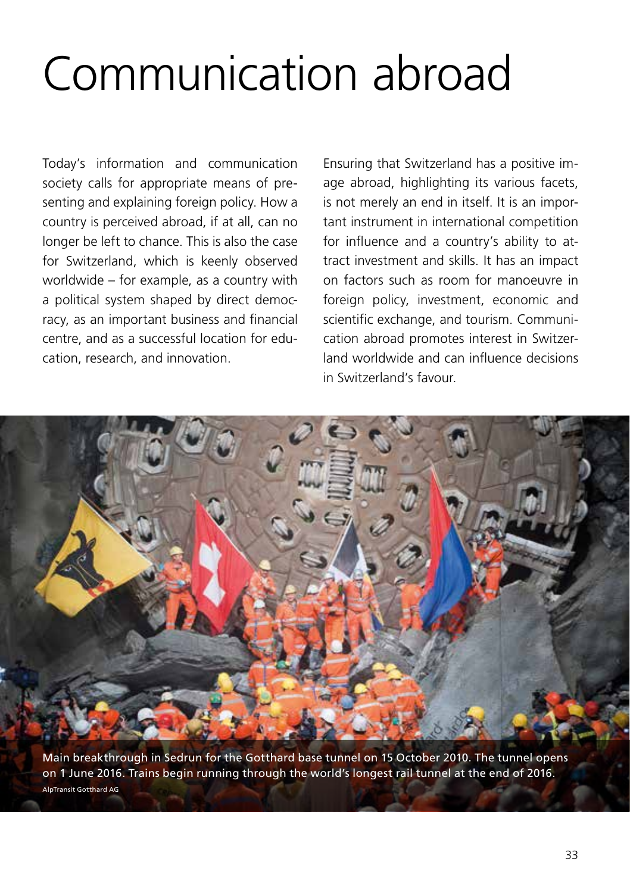# Communication abroad

Today's information and communication society calls for appropriate means of presenting and explaining foreign policy. How a country is perceived abroad, if at all, can no longer be left to chance. This is also the case for Switzerland, which is keenly observed worldwide – for example, as a country with a political system shaped by direct democracy, as an important business and financial centre, and as a successful location for education, research, and innovation.

Ensuring that Switzerland has a positive image abroad, highlighting its various facets, is not merely an end in itself. It is an important instrument in international competition for influence and a country's ability to attract investment and skills. It has an impact on factors such as room for manoeuvre in foreign policy, investment, economic and scientific exchange, and tourism. Communication abroad promotes interest in Switzerland worldwide and can influence decisions in Switzerland's favour.

Main breakthrough in Sedrun for the Gotthard base tunnel on 15 October 2010. The tunnel opens on 1 June 2016. Trains begin running through the world's longest rail tunnel at the end of 2016.

AlpTransit Gotthard AG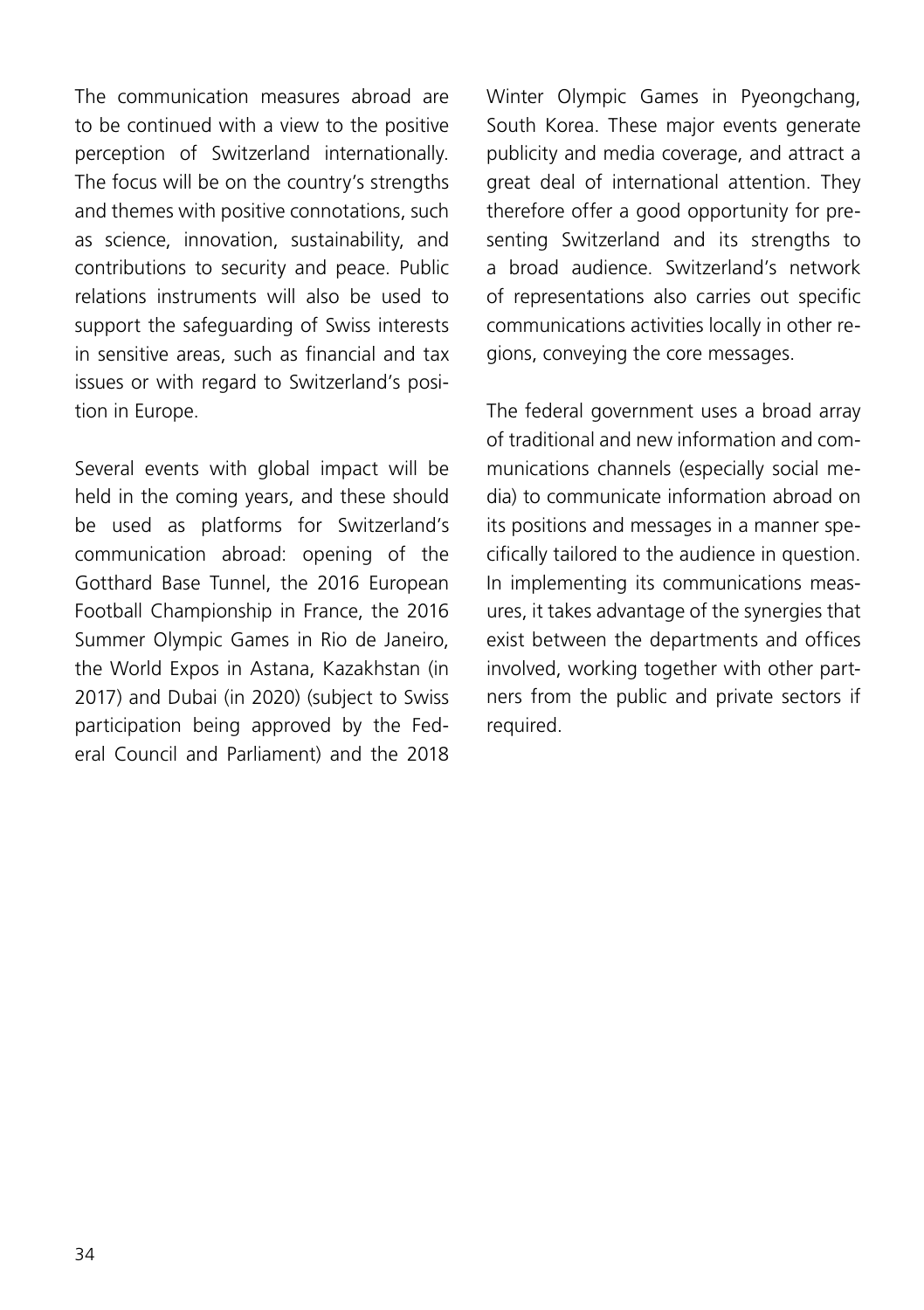The communication measures abroad are to be continued with a view to the positive perception of Switzerland internationally. The focus will be on the country's strengths and themes with positive connotations, such as science, innovation, sustainability, and contributions to security and peace. Public relations instruments will also be used to support the safeguarding of Swiss interests in sensitive areas, such as financial and tax issues or with regard to Switzerland's position in Europe.

Several events with global impact will be held in the coming years, and these should be used as platforms for Switzerland's communication abroad: opening of the Gotthard Base Tunnel, the 2016 European Football Championship in France, the 2016 Summer Olympic Games in Rio de Janeiro, the World Expos in Astana, Kazakhstan (in 2017) and Dubai (in 2020) (subject to Swiss participation being approved by the Federal Council and Parliament) and the 2018 Winter Olympic Games in Pyeongchang, South Korea. These major events generate publicity and media coverage, and attract a great deal of international attention. They therefore offer a good opportunity for presenting Switzerland and its strengths to a broad audience. Switzerland's network of representations also carries out specific communications activities locally in other regions, conveying the core messages.

The federal government uses a broad array of traditional and new information and communications channels (especially social media) to communicate information abroad on its positions and messages in a manner specifically tailored to the audience in question. In implementing its communications measures, it takes advantage of the synergies that exist between the departments and offices involved, working together with other partners from the public and private sectors if required.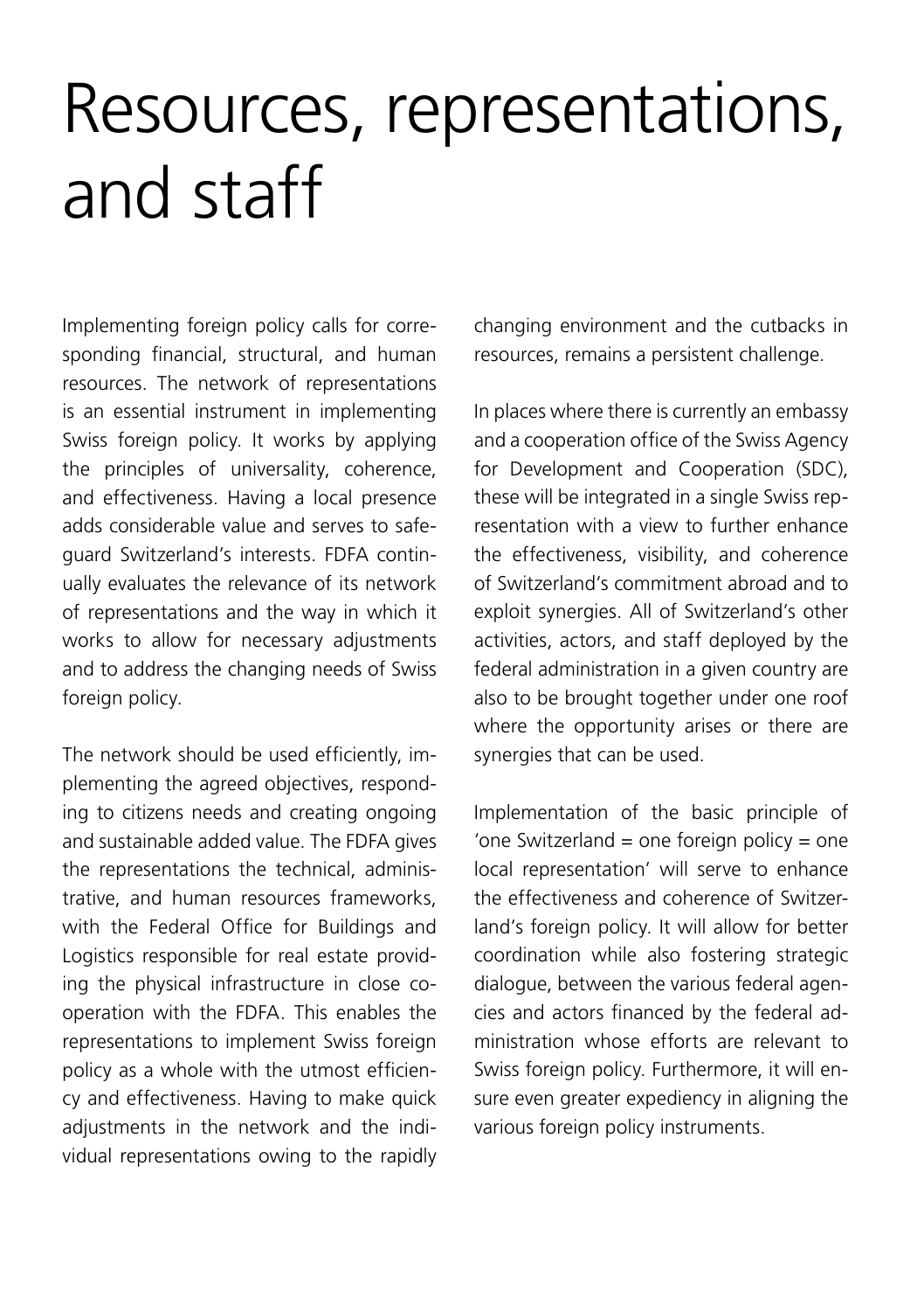# Resources, representations, and staff

Implementing foreign policy calls for corresponding financial, structural, and human resources. The network of representations is an essential instrument in implementing Swiss foreign policy. It works by applying the principles of universality, coherence, and effectiveness. Having a local presence adds considerable value and serves to safeguard Switzerland's interests. FDFA continually evaluates the relevance of its network of representations and the way in which it works to allow for necessary adjustments and to address the changing needs of Swiss foreign policy.

The network should be used efficiently, implementing the agreed objectives, responding to citizens needs and creating ongoing and sustainable added value. The FDFA gives the representations the technical, administrative, and human resources frameworks, with the Federal Office for Buildings and Logistics responsible for real estate providing the physical infrastructure in close cooperation with the FDFA. This enables the representations to implement Swiss foreign policy as a whole with the utmost efficiency and effectiveness. Having to make quick adjustments in the network and the individual representations owing to the rapidly changing environment and the cutbacks in resources, remains a persistent challenge.

In places where there is currently an embassy and a cooperation office of the Swiss Agency for Development and Cooperation (SDC), these will be integrated in a single Swiss representation with a view to further enhance the effectiveness, visibility, and coherence of Switzerland's commitment abroad and to exploit synergies. All of Switzerland's other activities, actors, and staff deployed by the federal administration in a given country are also to be brought together under one roof where the opportunity arises or there are synergies that can be used.

Implementation of the basic principle of 'one Switzerland = one foreign policy = one local representation' will serve to enhance the effectiveness and coherence of Switzerland's foreign policy. It will allow for better coordination while also fostering strategic dialogue, between the various federal agencies and actors financed by the federal administration whose efforts are relevant to Swiss foreign policy. Furthermore, it will ensure even greater expediency in aligning the various foreign policy instruments.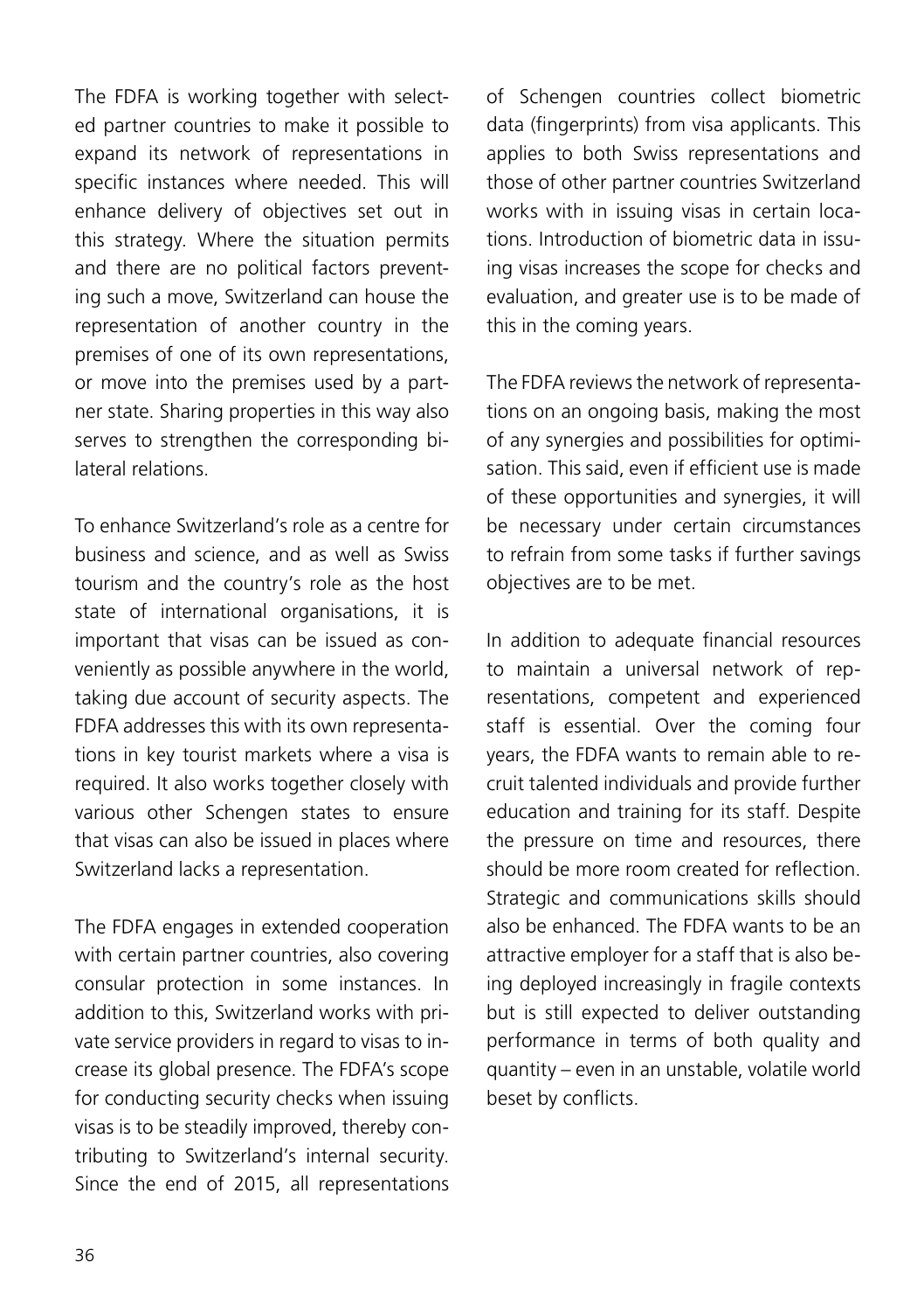The FDFA is working together with selected partner countries to make it possible to expand its network of representations in specific instances where needed. This will enhance delivery of objectives set out in this strategy. Where the situation permits and there are no political factors preventing such a move, Switzerland can house the representation of another country in the premises of one of its own representations, or move into the premises used by a partner state. Sharing properties in this way also serves to strengthen the corresponding bilateral relations.

To enhance Switzerland's role as a centre for business and science, and as well as Swiss tourism and the country's role as the host state of international organisations, it is important that visas can be issued as conveniently as possible anywhere in the world, taking due account of security aspects. The FDFA addresses this with its own representations in key tourist markets where a visa is required. It also works together closely with various other Schengen states to ensure that visas can also be issued in places where Switzerland lacks a representation.

The FDFA engages in extended cooperation with certain partner countries, also covering consular protection in some instances. In addition to this, Switzerland works with private service providers in regard to visas to increase its global presence. The FDFA's scope for conducting security checks when issuing visas is to be steadily improved, thereby contributing to Switzerland's internal security. Since the end of 2015, all representations of Schengen countries collect biometric data (fingerprints) from visa applicants. This applies to both Swiss representations and those of other partner countries Switzerland works with in issuing visas in certain locations. Introduction of biometric data in issuing visas increases the scope for checks and evaluation, and greater use is to be made of this in the coming years.

The FDFA reviews the network of representations on an ongoing basis, making the most of any synergies and possibilities for optimisation. This said, even if efficient use is made of these opportunities and synergies, it will be necessary under certain circumstances to refrain from some tasks if further savings objectives are to be met.

In addition to adequate financial resources to maintain a universal network of representations, competent and experienced staff is essential. Over the coming four years, the FDFA wants to remain able to recruit talented individuals and provide further education and training for its staff. Despite the pressure on time and resources, there should be more room created for reflection. Strategic and communications skills should also be enhanced. The FDFA wants to be an attractive employer for a staff that is also being deployed increasingly in fragile contexts but is still expected to deliver outstanding performance in terms of both quality and quantity – even in an unstable, volatile world beset by conflicts.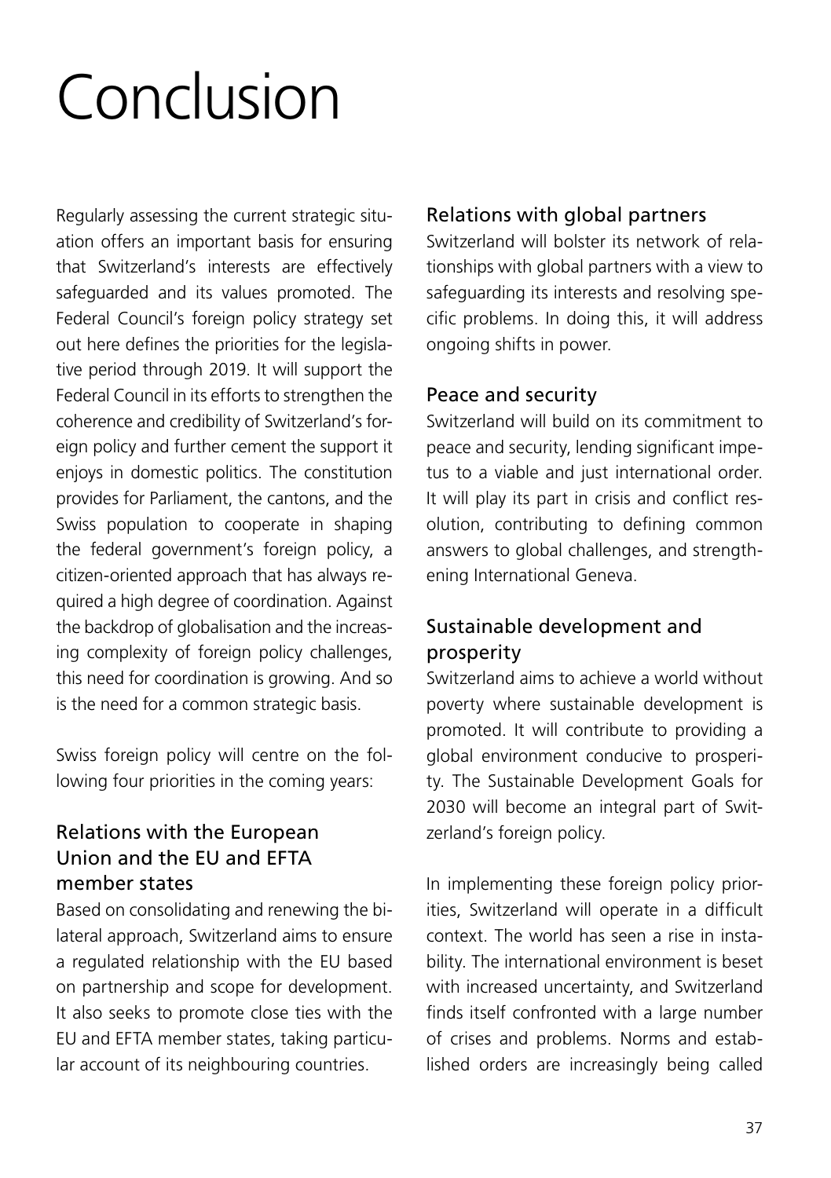# Conclusion

Regularly assessing the current strategic situation offers an important basis for ensuring that Switzerland's interests are effectively safeguarded and its values promoted. The Federal Council's foreign policy strategy set out here defines the priorities for the legislative period through 2019. It will support the Federal Council in its efforts to strengthen the coherence and credibility of Switzerland's foreign policy and further cement the support it enjoys in domestic politics. The constitution provides for Parliament, the cantons, and the Swiss population to cooperate in shaping the federal government's foreign policy, a citizen-oriented approach that has always required a high degree of coordination. Against the backdrop of globalisation and the increasing complexity of foreign policy challenges, this need for coordination is growing. And so is the need for a common strategic basis.

Swiss foreign policy will centre on the following four priorities in the coming years:

## Relations with the European Union and the EU and EFTA member states

Based on consolidating and renewing the bilateral approach, Switzerland aims to ensure a regulated relationship with the EU based on partnership and scope for development. It also seeks to promote close ties with the EU and EFTA member states, taking particular account of its neighbouring countries.

## Relations with global partners

Switzerland will bolster its network of relationships with global partners with a view to safeguarding its interests and resolving specific problems. In doing this, it will address ongoing shifts in power.

## Peace and security

Switzerland will build on its commitment to peace and security, lending significant impetus to a viable and just international order. It will play its part in crisis and conflict resolution, contributing to defining common answers to global challenges, and strengthening International Geneva.

## Sustainable development and prosperity

Switzerland aims to achieve a world without poverty where sustainable development is promoted. It will contribute to providing a global environment conducive to prosperity. The Sustainable Development Goals for 2030 will become an integral part of Switzerland's foreign policy.

In implementing these foreign policy priorities, Switzerland will operate in a difficult context. The world has seen a rise in instability. The international environment is beset with increased uncertainty, and Switzerland finds itself confronted with a large number of crises and problems. Norms and established orders are increasingly being called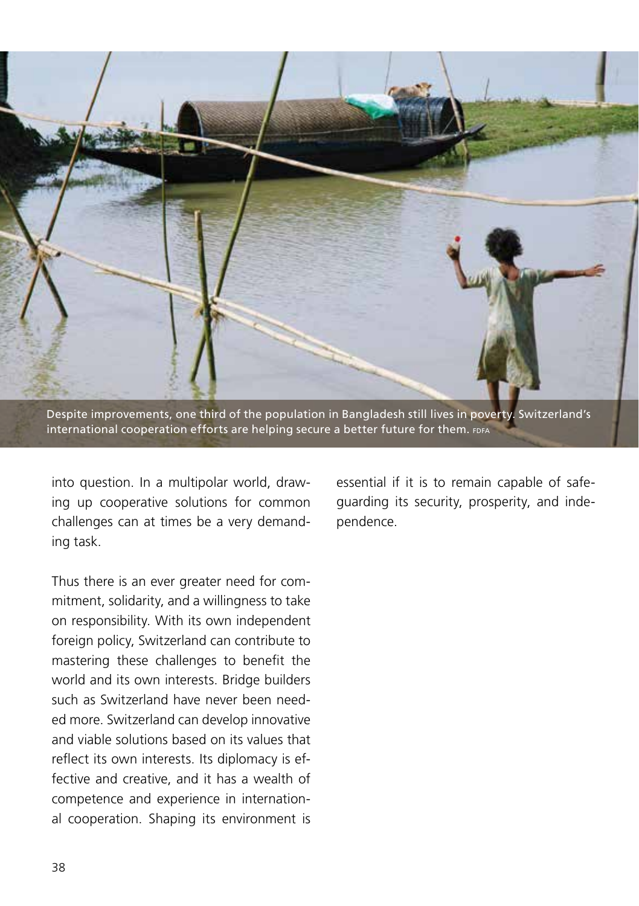Despite improvements, one third of the population in Bangladesh still lives in poverty. Switzerland's international cooperation efforts are helping secure a better future for them. FDFA

into question. In a multipolar world, drawing up cooperative solutions for common challenges can at times be a very demanding task.

Thus there is an ever greater need for commitment, solidarity, and a willingness to take on responsibility. With its own independent foreign policy, Switzerland can contribute to mastering these challenges to benefit the world and its own interests. Bridge builders such as Switzerland have never been needed more. Switzerland can develop innovative and viable solutions based on its values that reflect its own interests. Its diplomacy is effective and creative, and it has a wealth of competence and experience in international cooperation. Shaping its environment is essential if it is to remain capable of safeguarding its security, prosperity, and independence.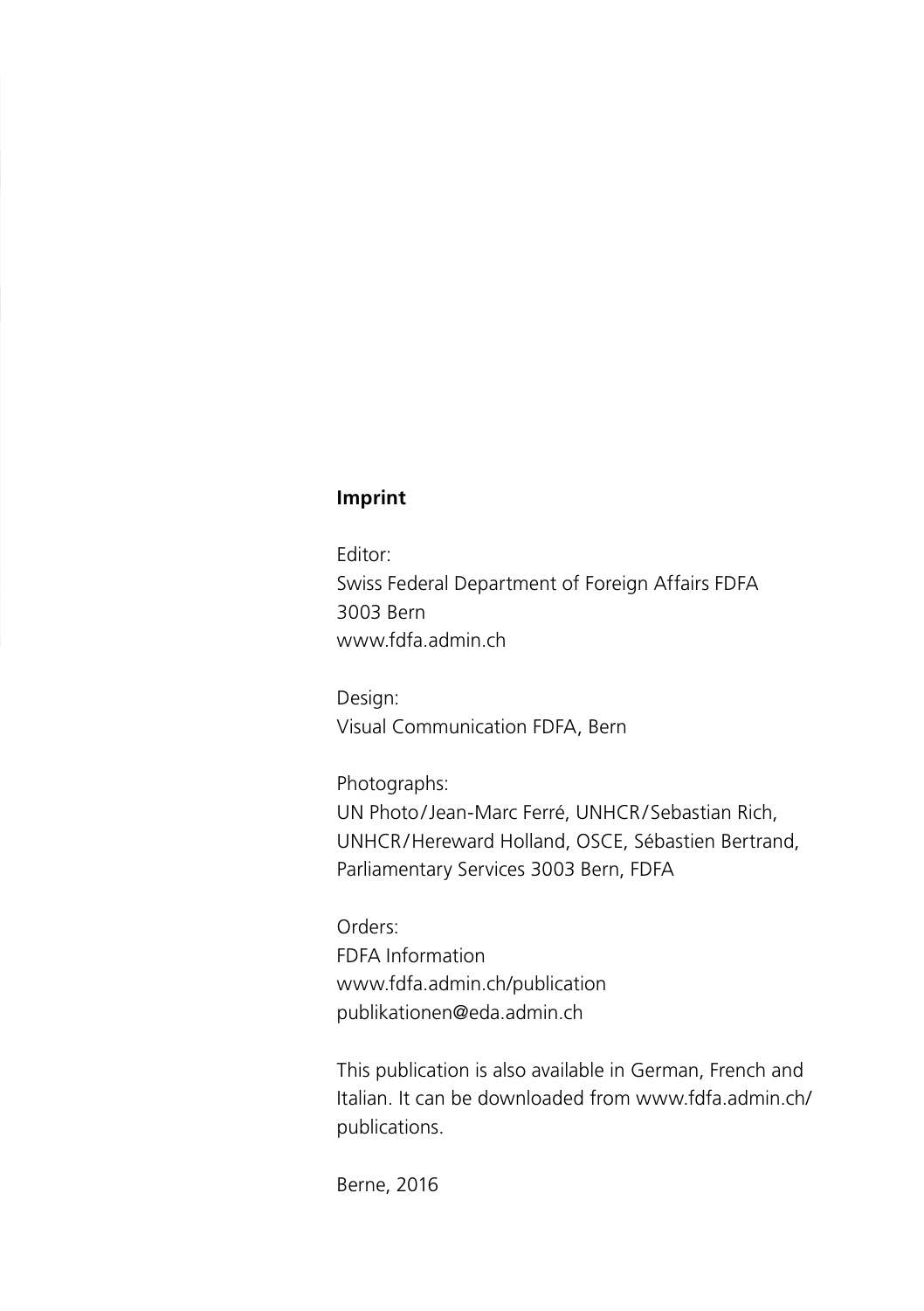**Imprint**

Editor:
Swiss Federal Department of Foreign Affairs FDFA
3003 Bern
www.fdfa.admin.ch

Design:
Visual Communication FDFA, Bern

Photographs:
UN Photo/Jean-Marc Ferré, UNHCR/Sebastian Rich, UNHCR/Hereward Holland, OSCE, Sébastien Bertrand, Parliamentary Services 3003 Bern, FDFA

Orders:
FDFA Information
www.fdfa.admin.ch/publication
publikationen@eda.admin.ch

This publication is also available in German, French and Italian. It can be downloaded from www.fdfa.admin.ch/publications.

Berne, 2016